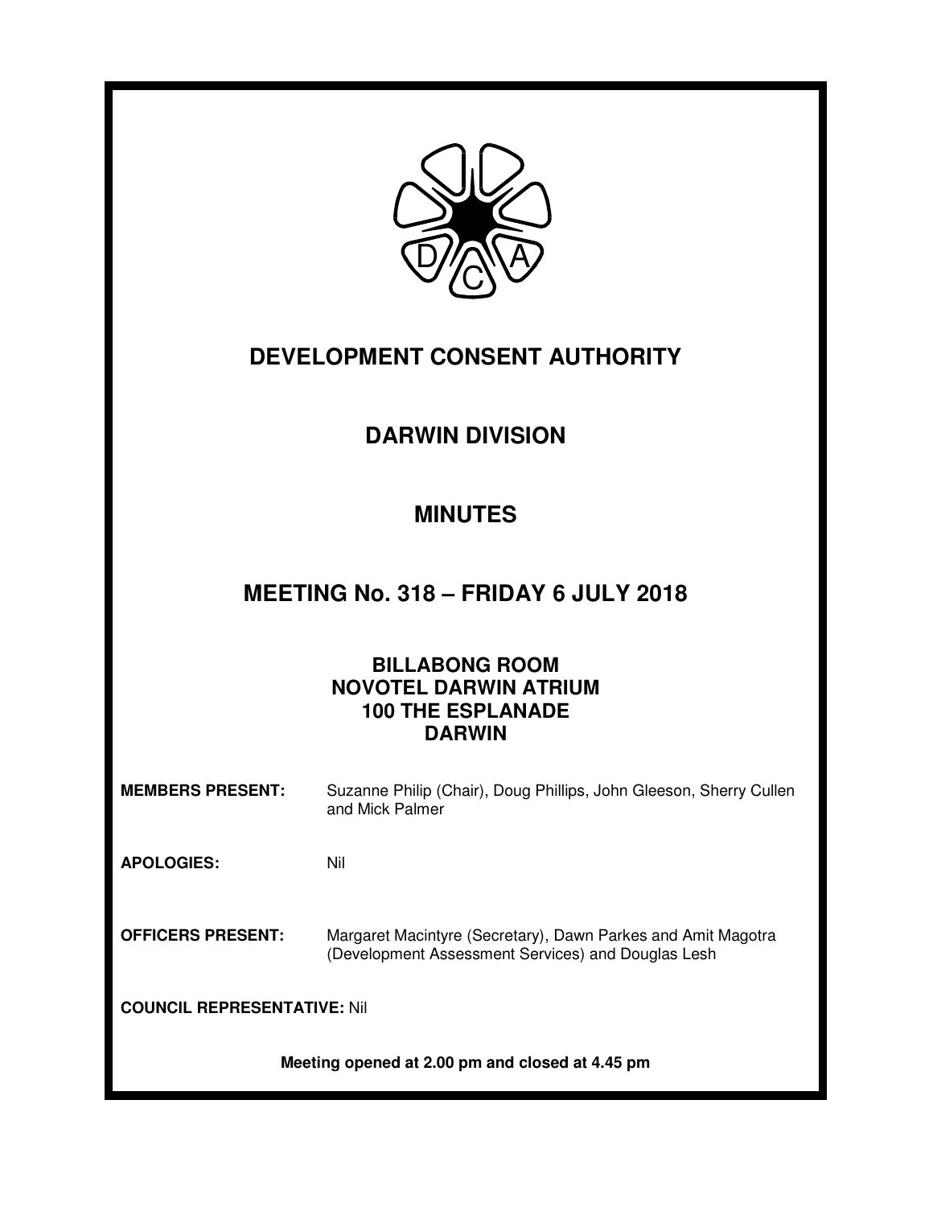# DEVELOPMENT CONSENT AUTHORITY

## DARWIN DIVISION

## MINUTES

## MEETING No. 318 – FRIDAY 6 JULY 2018

**BILLABONG ROOM**
**NOVOTEL DARWIN ATRIUM**
**100 THE ESPLANADE**
**DARWIN**

**MEMBERS PRESENT:** Suzanne Philip (Chair), Doug Phillips, John Gleeson, Sherry Cullen and Mick Palmer

**APOLOGIES:** Nil

**OFFICERS PRESENT:** Margaret Macintyre (Secretary), Dawn Parkes and Amit Magotra (Development Assessment Services) and Douglas Lesh

**COUNCIL REPRESENTATIVE:** Nil

**Meeting opened at 2.00 pm and closed at 4.45 pm**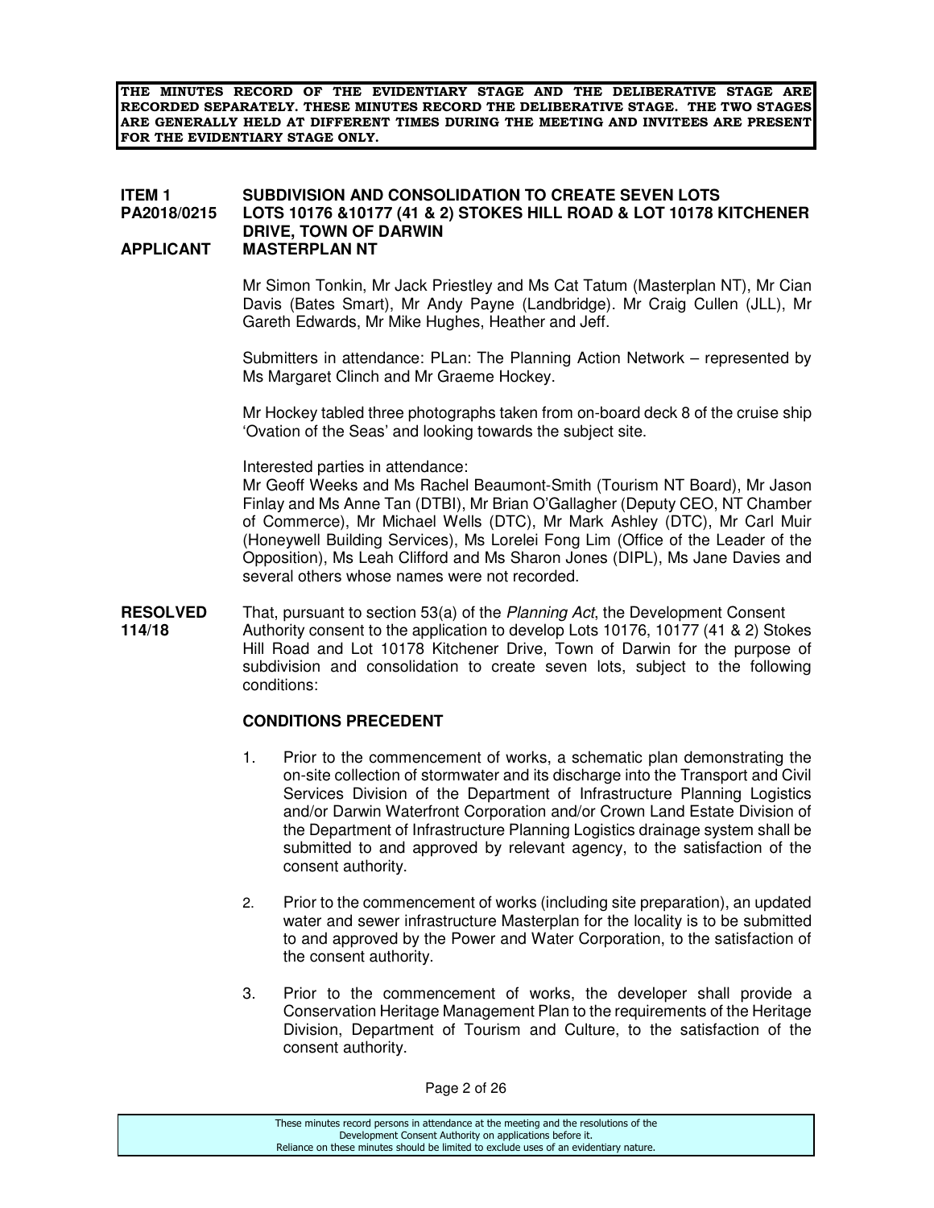**THE MINUTES RECORD OF THE EVIDENTIARY STAGE AND THE DELIBERATIVE STAGE ARE RECORDED SEPARATELY. THESE MINUTES RECORD THE DELIBERATIVE STAGE. THE TWO STAGES ARE GENERALLY HELD AT DIFFERENT TIMES DURING THE MEETING AND INVITEES ARE PRESENT FOR THE EVIDENTIARY STAGE ONLY.**

**ITEM 1** **SUBDIVISION AND CONSOLIDATION TO CREATE SEVEN LOTS**
**PA2018/0215** **LOTS 10176 &10177 (41 & 2) STOKES HILL ROAD & LOT 10178 KITCHENER DRIVE, TOWN OF DARWIN**
**APPLICANT** **MASTERPLAN NT**

Mr Simon Tonkin, Mr Jack Priestley and Ms Cat Tatum (Masterplan NT), Mr Cian Davis (Bates Smart), Mr Andy Payne (Landbridge). Mr Craig Cullen (JLL), Mr Gareth Edwards, Mr Mike Hughes, Heather and Jeff.

Submitters in attendance: PLan: The Planning Action Network – represented by Ms Margaret Clinch and Mr Graeme Hockey.

Mr Hockey tabled three photographs taken from on-board deck 8 of the cruise ship 'Ovation of the Seas' and looking towards the subject site.

Interested parties in attendance:
Mr Geoff Weeks and Ms Rachel Beaumont-Smith (Tourism NT Board), Mr Jason Finlay and Ms Anne Tan (DTBI), Mr Brian O'Gallagher (Deputy CEO, NT Chamber of Commerce), Mr Michael Wells (DTC), Mr Mark Ashley (DTC), Mr Carl Muir (Honeywell Building Services), Ms Lorelei Fong Lim (Office of the Leader of the Opposition), Ms Leah Clifford and Ms Sharon Jones (DIPL), Ms Jane Davies and several others whose names were not recorded.

**RESOLVED 114/18** That, pursuant to section 53(a) of the *Planning Act*, the Development Consent Authority consent to the application to develop Lots 10176, 10177 (41 & 2) Stokes Hill Road and Lot 10178 Kitchener Drive, Town of Darwin for the purpose of subdivision and consolidation to create seven lots, subject to the following conditions:

**CONDITIONS PRECEDENT**

1. Prior to the commencement of works, a schematic plan demonstrating the on-site collection of stormwater and its discharge into the Transport and Civil Services Division of the Department of Infrastructure Planning Logistics and/or Darwin Waterfront Corporation and/or Crown Land Estate Division of the Department of Infrastructure Planning Logistics drainage system shall be submitted to and approved by relevant agency, to the satisfaction of the consent authority.

2. Prior to the commencement of works (including site preparation), an updated water and sewer infrastructure Masterplan for the locality is to be submitted to and approved by the Power and Water Corporation, to the satisfaction of the consent authority.

3. Prior to the commencement of works, the developer shall provide a Conservation Heritage Management Plan to the requirements of the Heritage Division, Department of Tourism and Culture, to the satisfaction of the consent authority.

These minutes record persons in attendance at the meeting and the resolutions of the Development Consent Authority on applications before it.
Reliance on these minutes should be limited to exclude uses of an evidentiary nature.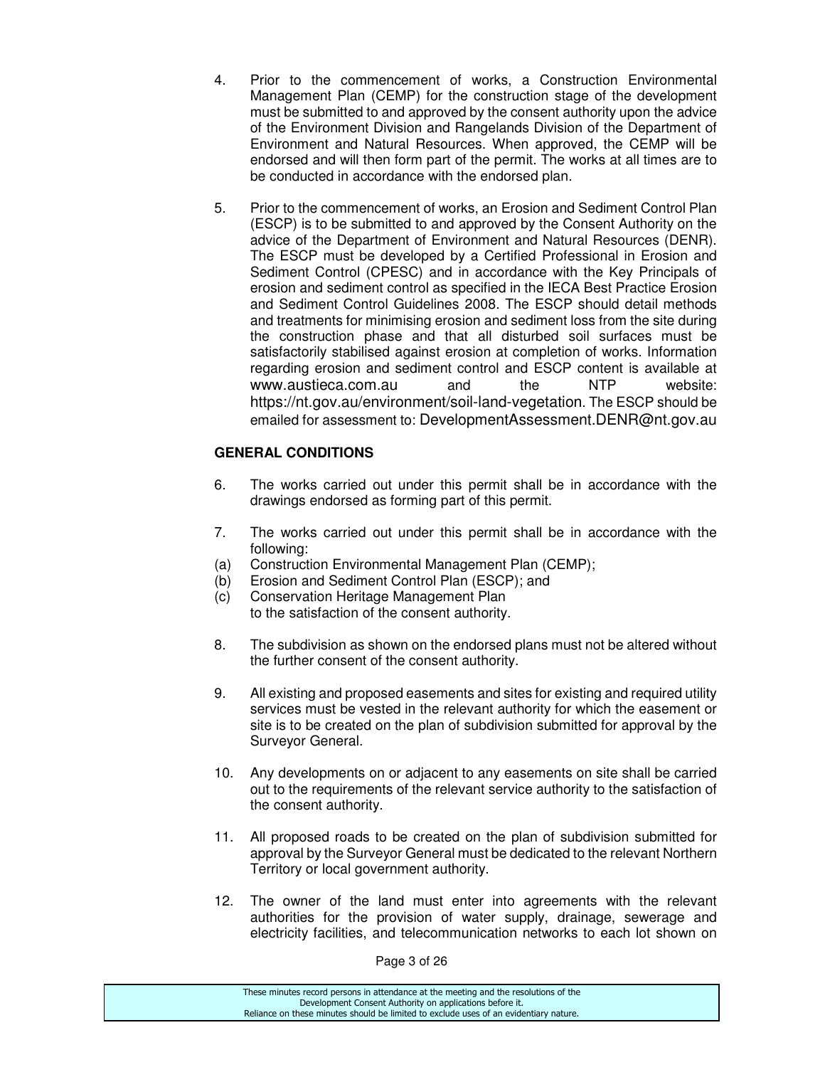4. Prior to the commencement of works, a Construction Environmental Management Plan (CEMP) for the construction stage of the development must be submitted to and approved by the consent authority upon the advice of the Environment Division and Rangelands Division of the Department of Environment and Natural Resources. When approved, the CEMP will be endorsed and will then form part of the permit. The works at all times are to be conducted in accordance with the endorsed plan.

5. Prior to the commencement of works, an Erosion and Sediment Control Plan (ESCP) is to be submitted to and approved by the Consent Authority on the advice of the Department of Environment and Natural Resources (DENR). The ESCP must be developed by a Certified Professional in Erosion and Sediment Control (CPESC) and in accordance with the Key Principals of erosion and sediment control as specified in the IECA Best Practice Erosion and Sediment Control Guidelines 2008. The ESCP should detail methods and treatments for minimising erosion and sediment loss from the site during the construction phase and that all disturbed soil surfaces must be satisfactorily stabilised against erosion at completion of works. Information regarding erosion and sediment control and ESCP content is available at www.austieca.com.au and the NTP website: https://nt.gov.au/environment/soil-land-vegetation. The ESCP should be emailed for assessment to: DevelopmentAssessment.DENR@nt.gov.au

**GENERAL CONDITIONS**

6. The works carried out under this permit shall be in accordance with the drawings endorsed as forming part of this permit.

7. The works carried out under this permit shall be in accordance with the following:
   (a) Construction Environmental Management Plan (CEMP);
   (b) Erosion and Sediment Control Plan (ESCP); and
   (c) Conservation Heritage Management Plan

   to the satisfaction of the consent authority.

8. The subdivision as shown on the endorsed plans must not be altered without the further consent of the consent authority.

9. All existing and proposed easements and sites for existing and required utility services must be vested in the relevant authority for which the easement or site is to be created on the plan of subdivision submitted for approval by the Surveyor General.

10. Any developments on or adjacent to any easements on site shall be carried out to the requirements of the relevant service authority to the satisfaction of the consent authority.

11. All proposed roads to be created on the plan of subdivision submitted for approval by the Surveyor General must be dedicated to the relevant Northern Territory or local government authority.

12. The owner of the land must enter into agreements with the relevant authorities for the provision of water supply, drainage, sewerage and electricity facilities, and telecommunication networks to each lot shown on

These minutes record persons in attendance at the meeting and the resolutions of the Development Consent Authority on applications before it. Reliance on these minutes should be limited to exclude uses of an evidentiary nature.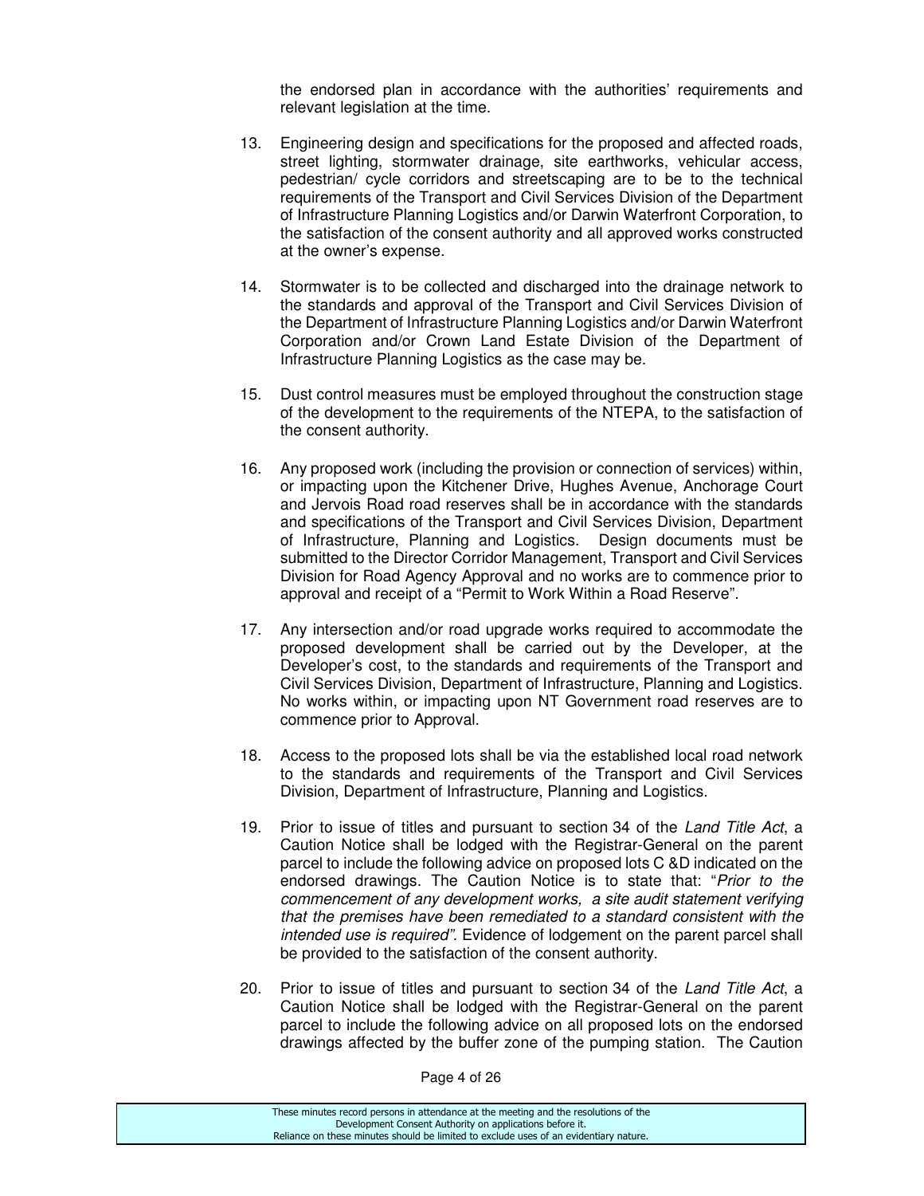the endorsed plan in accordance with the authorities' requirements and relevant legislation at the time.

13. Engineering design and specifications for the proposed and affected roads, street lighting, stormwater drainage, site earthworks, vehicular access, pedestrian/ cycle corridors and streetscaping are to be to the technical requirements of the Transport and Civil Services Division of the Department of Infrastructure Planning Logistics and/or Darwin Waterfront Corporation, to the satisfaction of the consent authority and all approved works constructed at the owner's expense.

14. Stormwater is to be collected and discharged into the drainage network to the standards and approval of the Transport and Civil Services Division of the Department of Infrastructure Planning Logistics and/or Darwin Waterfront Corporation and/or Crown Land Estate Division of the Department of Infrastructure Planning Logistics as the case may be.

15. Dust control measures must be employed throughout the construction stage of the development to the requirements of the NTEPA, to the satisfaction of the consent authority.

16. Any proposed work (including the provision or connection of services) within, or impacting upon the Kitchener Drive, Hughes Avenue, Anchorage Court and Jervois Road road reserves shall be in accordance with the standards and specifications of the Transport and Civil Services Division, Department of Infrastructure, Planning and Logistics. Design documents must be submitted to the Director Corridor Management, Transport and Civil Services Division for Road Agency Approval and no works are to commence prior to approval and receipt of a "Permit to Work Within a Road Reserve".

17. Any intersection and/or road upgrade works required to accommodate the proposed development shall be carried out by the Developer, at the Developer's cost, to the standards and requirements of the Transport and Civil Services Division, Department of Infrastructure, Planning and Logistics. No works within, or impacting upon NT Government road reserves are to commence prior to Approval.

18. Access to the proposed lots shall be via the established local road network to the standards and requirements of the Transport and Civil Services Division, Department of Infrastructure, Planning and Logistics.

19. Prior to issue of titles and pursuant to section 34 of the *Land Title Act*, a Caution Notice shall be lodged with the Registrar-General on the parent parcel to include the following advice on proposed lots C &D indicated on the endorsed drawings. The Caution Notice is to state that: "*Prior to the commencement of any development works, a site audit statement verifying that the premises have been remediated to a standard consistent with the intended use is required".* Evidence of lodgement on the parent parcel shall be provided to the satisfaction of the consent authority.

20. Prior to issue of titles and pursuant to section 34 of the *Land Title Act*, a Caution Notice shall be lodged with the Registrar-General on the parent parcel to include the following advice on all proposed lots on the endorsed drawings affected by the buffer zone of the pumping station. The Caution

These minutes record persons in attendance at the meeting and the resolutions of the Development Consent Authority on applications before it.
Reliance on these minutes should be limited to exclude uses of an evidentiary nature.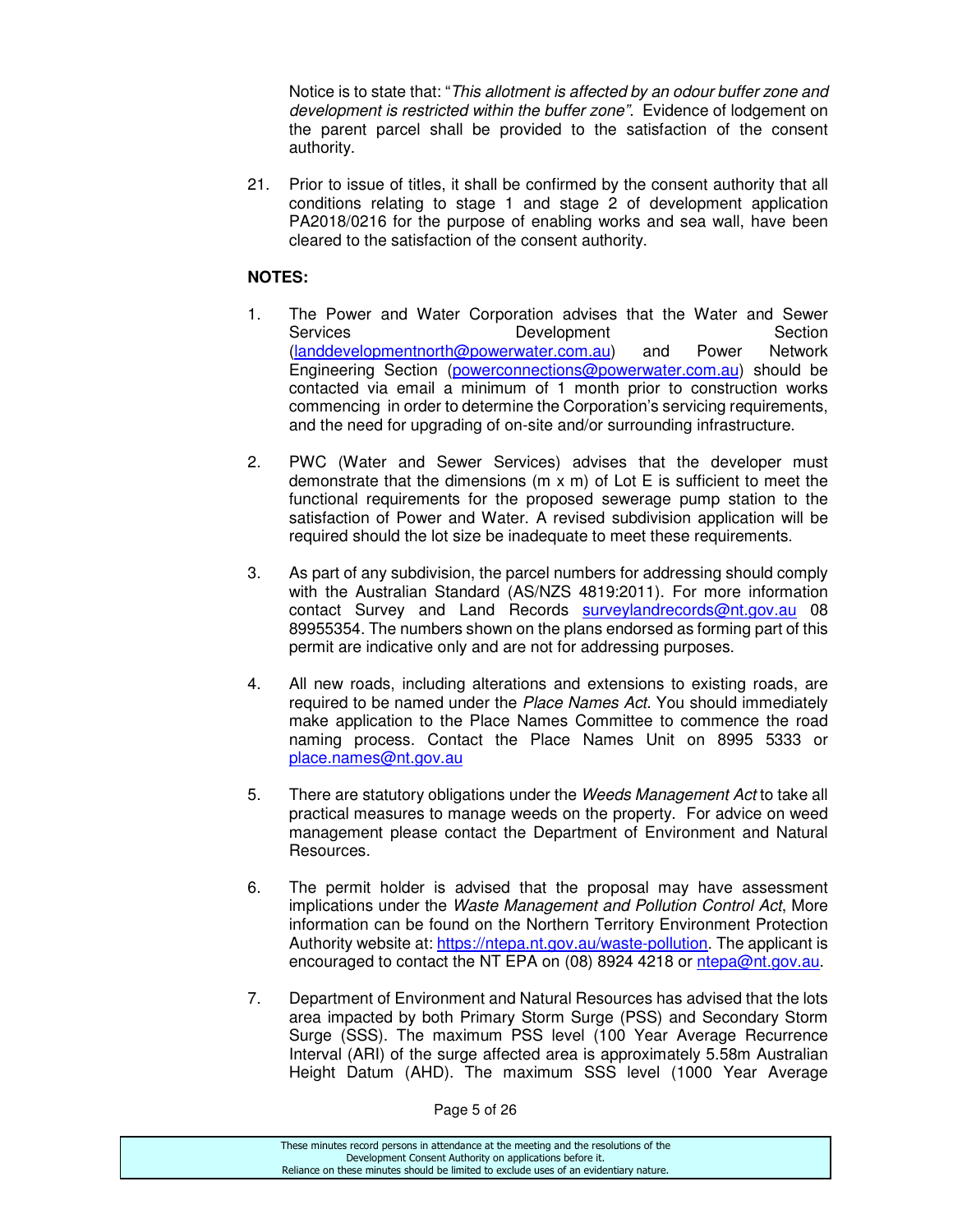Notice is to state that: "*This allotment is affected by an odour buffer zone and development is restricted within the buffer zone*". Evidence of lodgement on the parent parcel shall be provided to the satisfaction of the consent authority.

21. Prior to issue of titles, it shall be confirmed by the consent authority that all conditions relating to stage 1 and stage 2 of development application PA2018/0216 for the purpose of enabling works and sea wall, have been cleared to the satisfaction of the consent authority.

**NOTES:**

1. The Power and Water Corporation advises that the Water and Sewer Services Development Section (landdevelopmentnorth@powerwater.com.au) and Power Network Engineering Section (powerconnections@powerwater.com.au) should be contacted via email a minimum of 1 month prior to construction works commencing in order to determine the Corporation's servicing requirements, and the need for upgrading of on-site and/or surrounding infrastructure.

2. PWC (Water and Sewer Services) advises that the developer must demonstrate that the dimensions (m x m) of Lot E is sufficient to meet the functional requirements for the proposed sewerage pump station to the satisfaction of Power and Water. A revised subdivision application will be required should the lot size be inadequate to meet these requirements.

3. As part of any subdivision, the parcel numbers for addressing should comply with the Australian Standard (AS/NZS 4819:2011). For more information contact Survey and Land Records surveylandrecords@nt.gov.au 08 89955354. The numbers shown on the plans endorsed as forming part of this permit are indicative only and are not for addressing purposes.

4. All new roads, including alterations and extensions to existing roads, are required to be named under the *Place Names Act*. You should immediately make application to the Place Names Committee to commence the road naming process. Contact the Place Names Unit on 8995 5333 or place.names@nt.gov.au

5. There are statutory obligations under the *Weeds Management Act* to take all practical measures to manage weeds on the property. For advice on weed management please contact the Department of Environment and Natural Resources.

6. The permit holder is advised that the proposal may have assessment implications under the *Waste Management and Pollution Control Act*, More information can be found on the Northern Territory Environment Protection Authority website at: https://ntepa.nt.gov.au/waste-pollution. The applicant is encouraged to contact the NT EPA on (08) 8924 4218 or ntepa@nt.gov.au.

7. Department of Environment and Natural Resources has advised that the lots area impacted by both Primary Storm Surge (PSS) and Secondary Storm Surge (SSS). The maximum PSS level (100 Year Average Recurrence Interval (ARI) of the surge affected area is approximately 5.58m Australian Height Datum (AHD). The maximum SSS level (1000 Year Average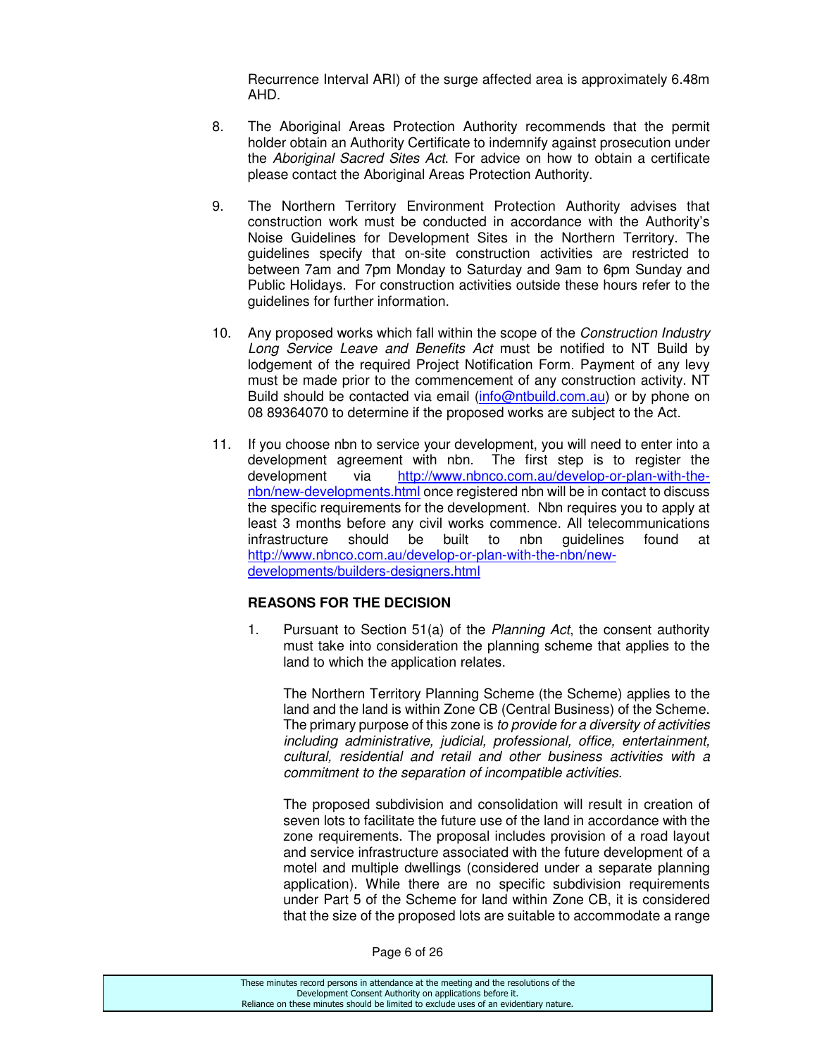Recurrence Interval ARI) of the surge affected area is approximately 6.48m AHD.

8. The Aboriginal Areas Protection Authority recommends that the permit holder obtain an Authority Certificate to indemnify against prosecution under the *Aboriginal Sacred Sites Act*. For advice on how to obtain a certificate please contact the Aboriginal Areas Protection Authority.

9. The Northern Territory Environment Protection Authority advises that construction work must be conducted in accordance with the Authority's Noise Guidelines for Development Sites in the Northern Territory. The guidelines specify that on-site construction activities are restricted to between 7am and 7pm Monday to Saturday and 9am to 6pm Sunday and Public Holidays. For construction activities outside these hours refer to the guidelines for further information.

10. Any proposed works which fall within the scope of the *Construction Industry Long Service Leave and Benefits Act* must be notified to NT Build by lodgement of the required Project Notification Form. Payment of any levy must be made prior to the commencement of any construction activity. NT Build should be contacted via email (info@ntbuild.com.au) or by phone on 08 89364070 to determine if the proposed works are subject to the Act.

11. If you choose nbn to service your development, you will need to enter into a development agreement with nbn. The first step is to register the development via http://www.nbnco.com.au/develop-or-plan-with-the-nbn/new-developments.html once registered nbn will be in contact to discuss the specific requirements for the development. Nbn requires you to apply at least 3 months before any civil works commence. All telecommunications infrastructure should be built to nbn guidelines found at http://www.nbnco.com.au/develop-or-plan-with-the-nbn/new-developments/builders-designers.html

**REASONS FOR THE DECISION**

1. Pursuant to Section 51(a) of the *Planning Act*, the consent authority must take into consideration the planning scheme that applies to the land to which the application relates.

   The Northern Territory Planning Scheme (the Scheme) applies to the land and the land is within Zone CB (Central Business) of the Scheme. The primary purpose of this zone is *to provide for a diversity of activities including administrative, judicial, professional, office, entertainment, cultural, residential and retail and other business activities with a commitment to the separation of incompatible activities.*

   The proposed subdivision and consolidation will result in creation of seven lots to facilitate the future use of the land in accordance with the zone requirements. The proposal includes provision of a road layout and service infrastructure associated with the future development of a motel and multiple dwellings (considered under a separate planning application). While there are no specific subdivision requirements under Part 5 of the Scheme for land within Zone CB, it is considered that the size of the proposed lots are suitable to accommodate a range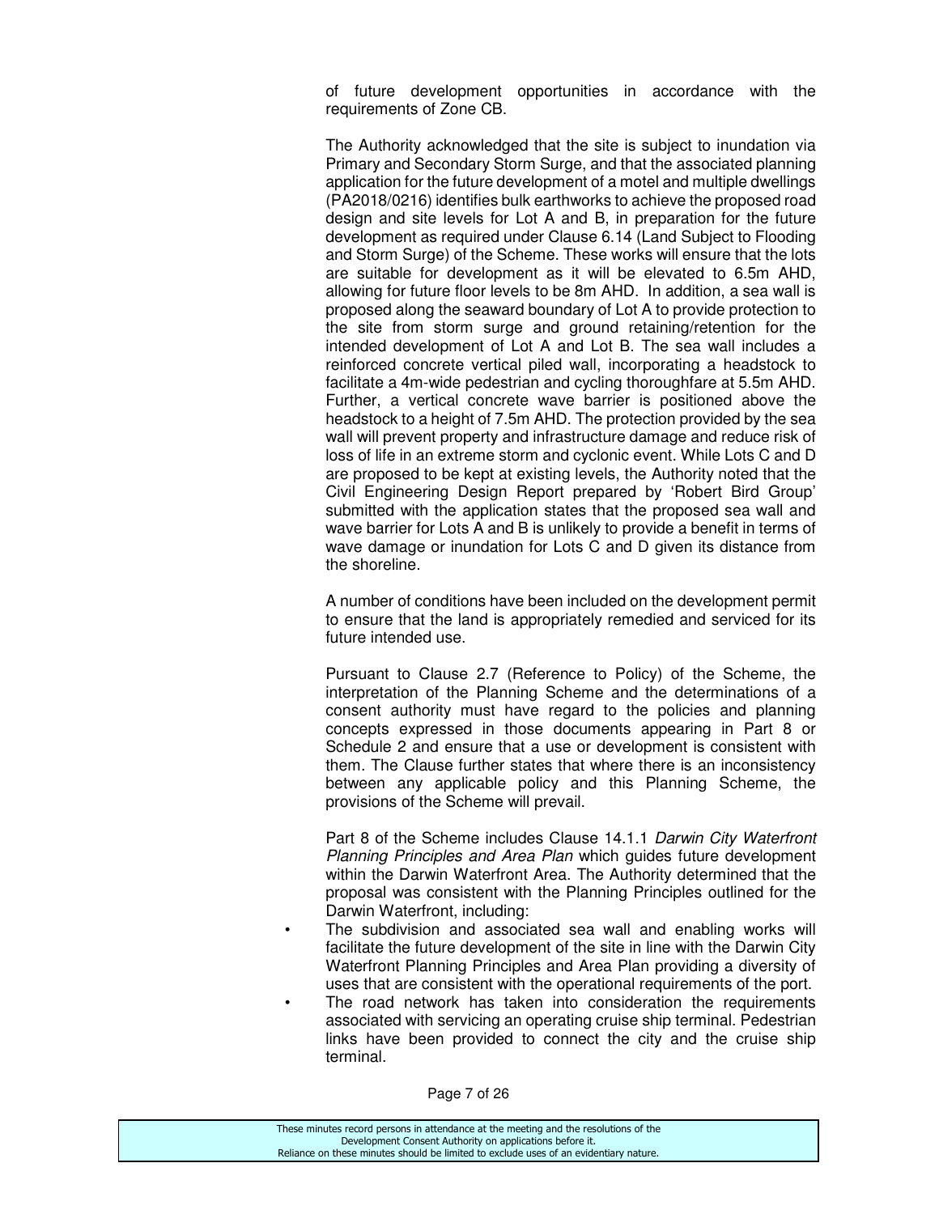of future development opportunities in accordance with the requirements of Zone CB.

The Authority acknowledged that the site is subject to inundation via Primary and Secondary Storm Surge, and that the associated planning application for the future development of a motel and multiple dwellings (PA2018/0216) identifies bulk earthworks to achieve the proposed road design and site levels for Lot A and B, in preparation for the future development as required under Clause 6.14 (Land Subject to Flooding and Storm Surge) of the Scheme. These works will ensure that the lots are suitable for development as it will be elevated to 6.5m AHD, allowing for future floor levels to be 8m AHD. In addition, a sea wall is proposed along the seaward boundary of Lot A to provide protection to the site from storm surge and ground retaining/retention for the intended development of Lot A and Lot B. The sea wall includes a reinforced concrete vertical piled wall, incorporating a headstock to facilitate a 4m-wide pedestrian and cycling thoroughfare at 5.5m AHD. Further, a vertical concrete wave barrier is positioned above the headstock to a height of 7.5m AHD. The protection provided by the sea wall will prevent property and infrastructure damage and reduce risk of loss of life in an extreme storm and cyclonic event. While Lots C and D are proposed to be kept at existing levels, the Authority noted that the Civil Engineering Design Report prepared by 'Robert Bird Group' submitted with the application states that the proposed sea wall and wave barrier for Lots A and B is unlikely to provide a benefit in terms of wave damage or inundation for Lots C and D given its distance from the shoreline.

A number of conditions have been included on the development permit to ensure that the land is appropriately remedied and serviced for its future intended use.

Pursuant to Clause 2.7 (Reference to Policy) of the Scheme, the interpretation of the Planning Scheme and the determinations of a consent authority must have regard to the policies and planning concepts expressed in those documents appearing in Part 8 or Schedule 2 and ensure that a use or development is consistent with them. The Clause further states that where there is an inconsistency between any applicable policy and this Planning Scheme, the provisions of the Scheme will prevail.

Part 8 of the Scheme includes Clause 14.1.1 *Darwin City Waterfront Planning Principles and Area Plan* which guides future development within the Darwin Waterfront Area. The Authority determined that the proposal was consistent with the Planning Principles outlined for the Darwin Waterfront, including:

- The subdivision and associated sea wall and enabling works will facilitate the future development of the site in line with the Darwin City Waterfront Planning Principles and Area Plan providing a diversity of uses that are consistent with the operational requirements of the port.
- The road network has taken into consideration the requirements associated with servicing an operating cruise ship terminal. Pedestrian links have been provided to connect the city and the cruise ship terminal.

These minutes record persons in attendance at the meeting and the resolutions of the Development Consent Authority on applications before it.
Reliance on these minutes should be limited to exclude uses of an evidentiary nature.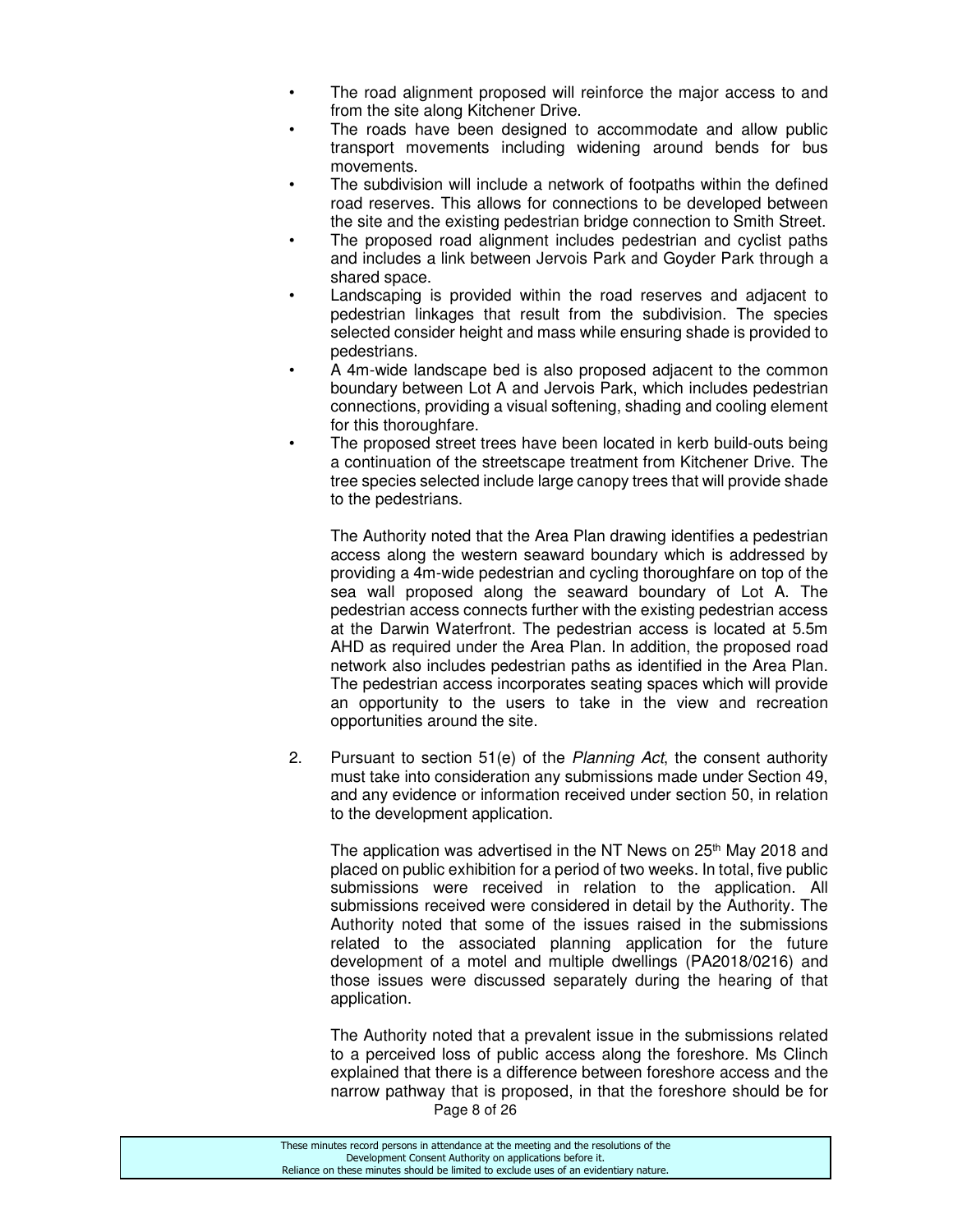- The road alignment proposed will reinforce the major access to and from the site along Kitchener Drive.
- The roads have been designed to accommodate and allow public transport movements including widening around bends for bus movements.
- The subdivision will include a network of footpaths within the defined road reserves. This allows for connections to be developed between the site and the existing pedestrian bridge connection to Smith Street.
- The proposed road alignment includes pedestrian and cyclist paths and includes a link between Jervois Park and Goyder Park through a shared space.
- Landscaping is provided within the road reserves and adjacent to pedestrian linkages that result from the subdivision. The species selected consider height and mass while ensuring shade is provided to pedestrians.
- A 4m-wide landscape bed is also proposed adjacent to the common boundary between Lot A and Jervois Park, which includes pedestrian connections, providing a visual softening, shading and cooling element for this thoroughfare.
- The proposed street trees have been located in kerb build-outs being a continuation of the streetscape treatment from Kitchener Drive. The tree species selected include large canopy trees that will provide shade to the pedestrians.

The Authority noted that the Area Plan drawing identifies a pedestrian access along the western seaward boundary which is addressed by providing a 4m-wide pedestrian and cycling thoroughfare on top of the sea wall proposed along the seaward boundary of Lot A. The pedestrian access connects further with the existing pedestrian access at the Darwin Waterfront. The pedestrian access is located at 5.5m AHD as required under the Area Plan. In addition, the proposed road network also includes pedestrian paths as identified in the Area Plan. The pedestrian access incorporates seating spaces which will provide an opportunity to the users to take in the view and recreation opportunities around the site.

2. Pursuant to section 51(e) of the *Planning Act*, the consent authority must take into consideration any submissions made under Section 49, and any evidence or information received under section 50, in relation to the development application.

   The application was advertised in the NT News on 25th May 2018 and placed on public exhibition for a period of two weeks. In total, five public submissions were received in relation to the application. All submissions received were considered in detail by the Authority. The Authority noted that some of the issues raised in the submissions related to the associated planning application for the future development of a motel and multiple dwellings (PA2018/0216) and those issues were discussed separately during the hearing of that application.

   The Authority noted that a prevalent issue in the submissions related to a perceived loss of public access along the foreshore. Ms Clinch explained that there is a difference between foreshore access and the narrow pathway that is proposed, in that the foreshore should be for

These minutes record persons in attendance at the meeting and the resolutions of the Development Consent Authority on applications before it. Reliance on these minutes should be limited to exclude uses of an evidentiary nature.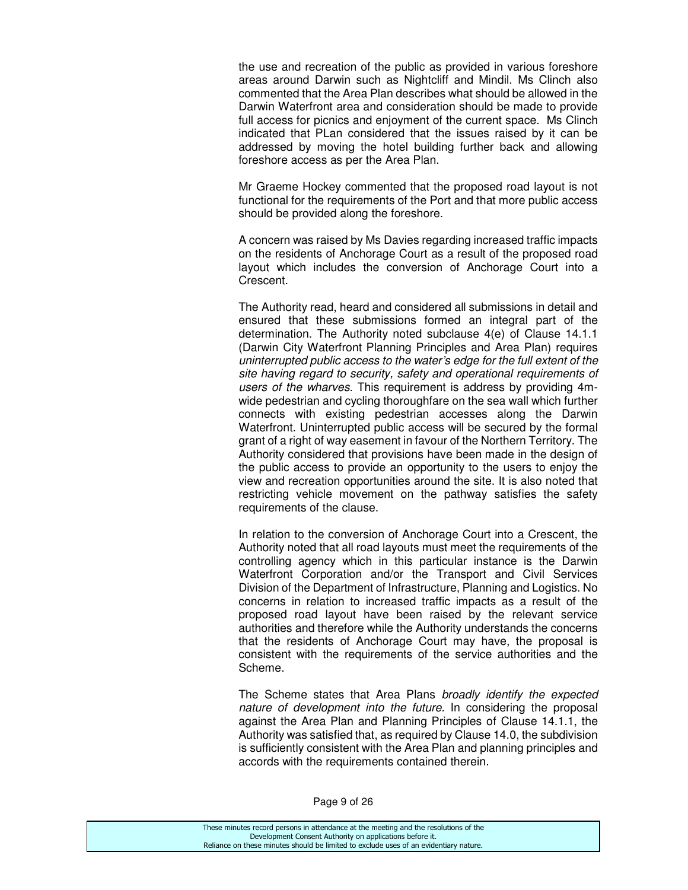the use and recreation of the public as provided in various foreshore areas around Darwin such as Nightcliff and Mindil. Ms Clinch also commented that the Area Plan describes what should be allowed in the Darwin Waterfront area and consideration should be made to provide full access for picnics and enjoyment of the current space. Ms Clinch indicated that PLan considered that the issues raised by it can be addressed by moving the hotel building further back and allowing foreshore access as per the Area Plan.

Mr Graeme Hockey commented that the proposed road layout is not functional for the requirements of the Port and that more public access should be provided along the foreshore.

A concern was raised by Ms Davies regarding increased traffic impacts on the residents of Anchorage Court as a result of the proposed road layout which includes the conversion of Anchorage Court into a Crescent.

The Authority read, heard and considered all submissions in detail and ensured that these submissions formed an integral part of the determination. The Authority noted subclause 4(e) of Clause 14.1.1 (Darwin City Waterfront Planning Principles and Area Plan) requires *uninterrupted public access to the water's edge for the full extent of the site having regard to security, safety and operational requirements of users of the wharves*. This requirement is address by providing 4m-wide pedestrian and cycling thoroughfare on the sea wall which further connects with existing pedestrian accesses along the Darwin Waterfront. Uninterrupted public access will be secured by the formal grant of a right of way easement in favour of the Northern Territory. The Authority considered that provisions have been made in the design of the public access to provide an opportunity to the users to enjoy the view and recreation opportunities around the site. It is also noted that restricting vehicle movement on the pathway satisfies the safety requirements of the clause.

In relation to the conversion of Anchorage Court into a Crescent, the Authority noted that all road layouts must meet the requirements of the controlling agency which in this particular instance is the Darwin Waterfront Corporation and/or the Transport and Civil Services Division of the Department of Infrastructure, Planning and Logistics. No concerns in relation to increased traffic impacts as a result of the proposed road layout have been raised by the relevant service authorities and therefore while the Authority understands the concerns that the residents of Anchorage Court may have, the proposal is consistent with the requirements of the service authorities and the Scheme.

The Scheme states that Area Plans *broadly identify the expected nature of development into the future*. In considering the proposal against the Area Plan and Planning Principles of Clause 14.1.1, the Authority was satisfied that, as required by Clause 14.0, the subdivision is sufficiently consistent with the Area Plan and planning principles and accords with the requirements contained therein.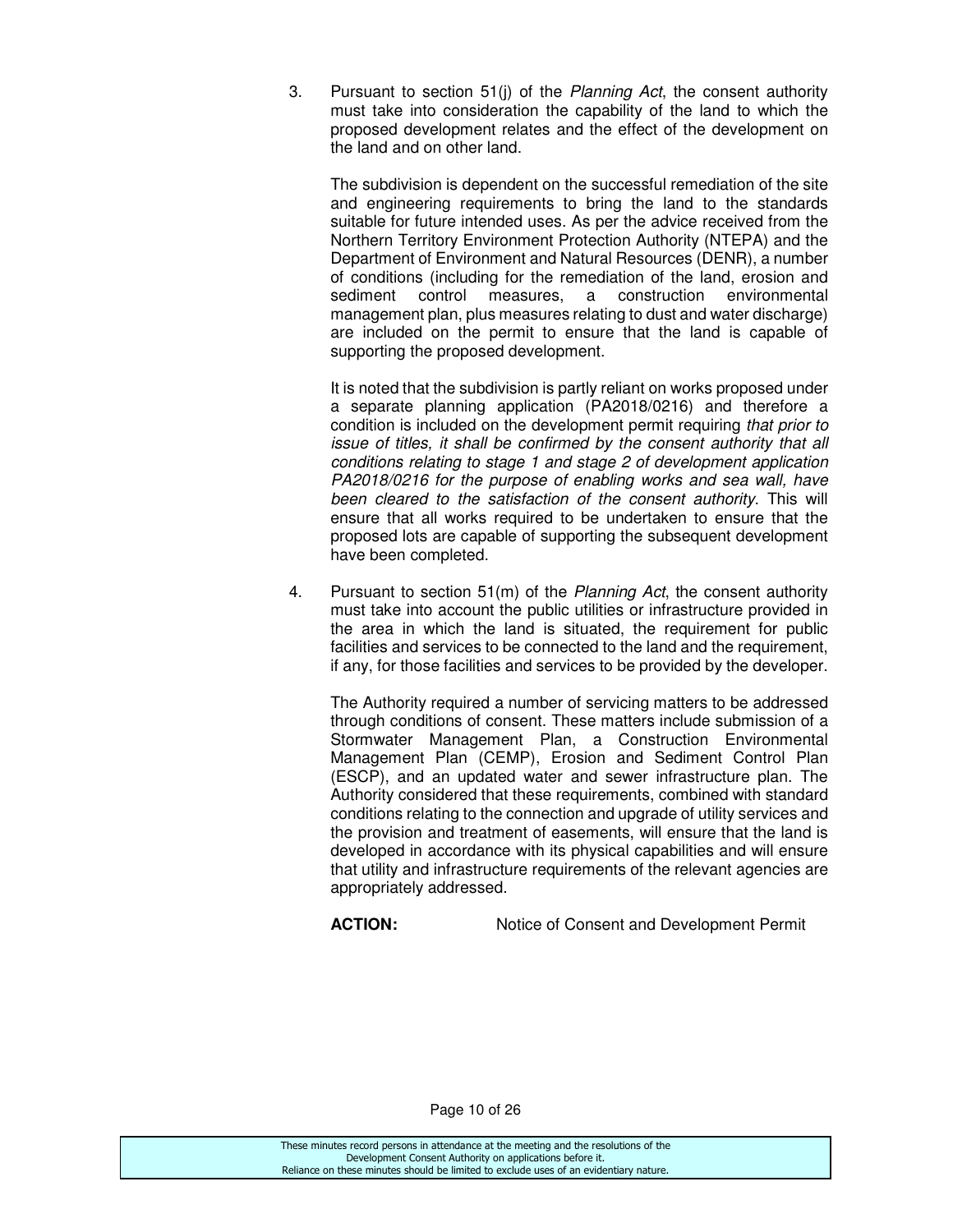3. Pursuant to section 51(j) of the *Planning Act*, the consent authority must take into consideration the capability of the land to which the proposed development relates and the effect of the development on the land and on other land.

   The subdivision is dependent on the successful remediation of the site and engineering requirements to bring the land to the standards suitable for future intended uses. As per the advice received from the Northern Territory Environment Protection Authority (NTEPA) and the Department of Environment and Natural Resources (DENR), a number of conditions (including for the remediation of the land, erosion and sediment control measures, a construction environmental management plan, plus measures relating to dust and water discharge) are included on the permit to ensure that the land is capable of supporting the proposed development.

   It is noted that the subdivision is partly reliant on works proposed under a separate planning application (PA2018/0216) and therefore a condition is included on the development permit requiring *that prior to issue of titles, it shall be confirmed by the consent authority that all conditions relating to stage 1 and stage 2 of development application PA2018/0216 for the purpose of enabling works and sea wall, have been cleared to the satisfaction of the consent authority*. This will ensure that all works required to be undertaken to ensure that the proposed lots are capable of supporting the subsequent development have been completed.

4. Pursuant to section 51(m) of the *Planning Act*, the consent authority must take into account the public utilities or infrastructure provided in the area in which the land is situated, the requirement for public facilities and services to be connected to the land and the requirement, if any, for those facilities and services to be provided by the developer.

   The Authority required a number of servicing matters to be addressed through conditions of consent. These matters include submission of a Stormwater Management Plan, a Construction Environmental Management Plan (CEMP), Erosion and Sediment Control Plan (ESCP), and an updated water and sewer infrastructure plan. The Authority considered that these requirements, combined with standard conditions relating to the connection and upgrade of utility services and the provision and treatment of easements, will ensure that the land is developed in accordance with its physical capabilities and will ensure that utility and infrastructure requirements of the relevant agencies are appropriately addressed.

**ACTION:** Notice of Consent and Development Permit

These minutes record persons in attendance at the meeting and the resolutions of the Development Consent Authority on applications before it.
Reliance on these minutes should be limited to exclude uses of an evidentiary nature.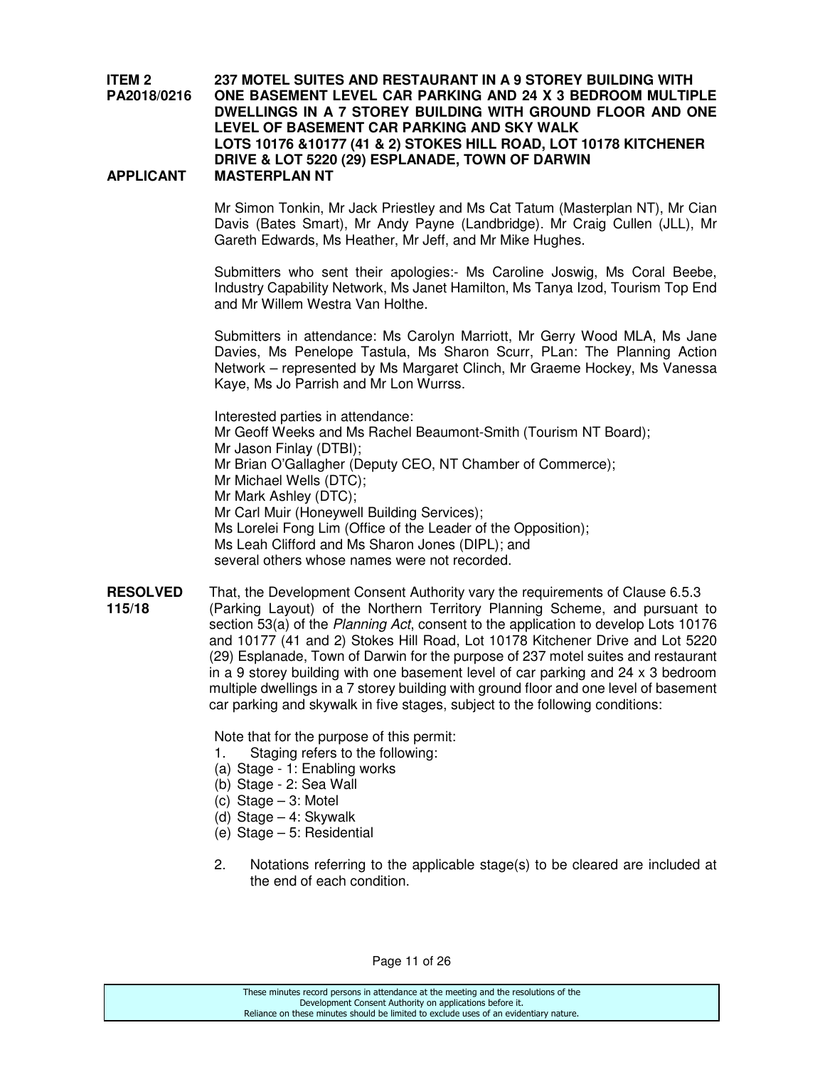**ITEM 2** **237 MOTEL SUITES AND RESTAURANT IN A 9 STOREY BUILDING WITH**
**PA2018/0216** **ONE BASEMENT LEVEL CAR PARKING AND 24 X 3 BEDROOM MULTIPLE DWELLINGS IN A 7 STOREY BUILDING WITH GROUND FLOOR AND ONE LEVEL OF BASEMENT CAR PARKING AND SKY WALK**
**LOTS 10176 &10177 (41 & 2) STOKES HILL ROAD, LOT 10178 KITCHENER DRIVE & LOT 5220 (29) ESPLANADE, TOWN OF DARWIN**

**APPLICANT** **MASTERPLAN NT**

Mr Simon Tonkin, Mr Jack Priestley and Ms Cat Tatum (Masterplan NT), Mr Cian Davis (Bates Smart), Mr Andy Payne (Landbridge). Mr Craig Cullen (JLL), Mr Gareth Edwards, Ms Heather, Mr Jeff, and Mr Mike Hughes.

Submitters who sent their apologies:- Ms Caroline Joswig, Ms Coral Beebe, Industry Capability Network, Ms Janet Hamilton, Ms Tanya Izod, Tourism Top End and Mr Willem Westra Van Holthe.

Submitters in attendance: Ms Carolyn Marriott, Mr Gerry Wood MLA, Ms Jane Davies, Ms Penelope Tastula, Ms Sharon Scurr, PLan: The Planning Action Network – represented by Ms Margaret Clinch, Mr Graeme Hockey, Ms Vanessa Kaye, Ms Jo Parrish and Mr Lon Wurrss.

Interested parties in attendance:
Mr Geoff Weeks and Ms Rachel Beaumont-Smith (Tourism NT Board);
Mr Jason Finlay (DTBI);
Mr Brian O'Gallagher (Deputy CEO, NT Chamber of Commerce);
Mr Michael Wells (DTC);
Mr Mark Ashley (DTC);
Mr Carl Muir (Honeywell Building Services);
Ms Lorelei Fong Lim (Office of the Leader of the Opposition);
Ms Leah Clifford and Ms Sharon Jones (DIPL); and
several others whose names were not recorded.

**RESOLVED 115/18** That, the Development Consent Authority vary the requirements of Clause 6.5.3 (Parking Layout) of the Northern Territory Planning Scheme, and pursuant to section 53(a) of the *Planning Act*, consent to the application to develop Lots 10176 and 10177 (41 and 2) Stokes Hill Road, Lot 10178 Kitchener Drive and Lot 5220 (29) Esplanade, Town of Darwin for the purpose of 237 motel suites and restaurant in a 9 storey building with one basement level of car parking and 24 x 3 bedroom multiple dwellings in a 7 storey building with ground floor and one level of basement car parking and skywalk in five stages, subject to the following conditions:

Note that for the purpose of this permit:

1. Staging refers to the following:
   (a) Stage - 1: Enabling works
   (b) Stage - 2: Sea Wall
   (c) Stage – 3: Motel
   (d) Stage – 4: Skywalk
   (e) Stage – 5: Residential

2. Notations referring to the applicable stage(s) to be cleared are included at the end of each condition.

These minutes record persons in attendance at the meeting and the resolutions of the Development Consent Authority on applications before it.
Reliance on these minutes should be limited to exclude uses of an evidentiary nature.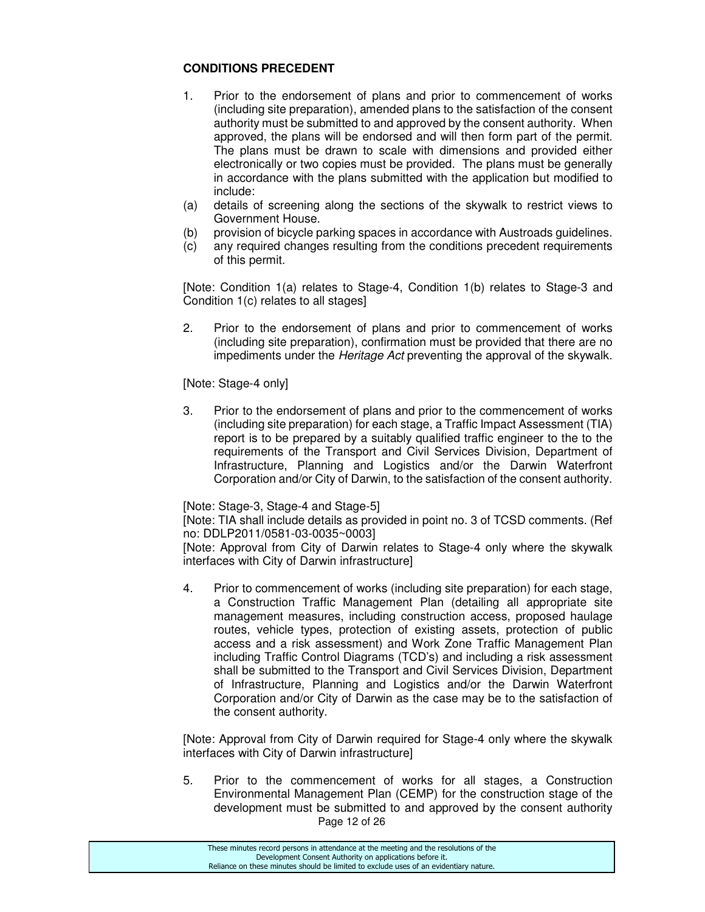**CONDITIONS PRECEDENT**

1. Prior to the endorsement of plans and prior to commencement of works (including site preparation), amended plans to the satisfaction of the consent authority must be submitted to and approved by the consent authority. When approved, the plans will be endorsed and will then form part of the permit. The plans must be drawn to scale with dimensions and provided either electronically or two copies must be provided. The plans must be generally in accordance with the plans submitted with the application but modified to include:

(a) details of screening along the sections of the skywalk to restrict views to Government House.
(b) provision of bicycle parking spaces in accordance with Austroads guidelines.
(c) any required changes resulting from the conditions precedent requirements of this permit.

[Note: Condition 1(a) relates to Stage-4, Condition 1(b) relates to Stage-3 and Condition 1(c) relates to all stages]

2. Prior to the endorsement of plans and prior to commencement of works (including site preparation), confirmation must be provided that there are no impediments under the *Heritage Act* preventing the approval of the skywalk.

[Note: Stage-4 only]

3. Prior to the endorsement of plans and prior to the commencement of works (including site preparation) for each stage, a Traffic Impact Assessment (TIA) report is to be prepared by a suitably qualified traffic engineer to the to the requirements of the Transport and Civil Services Division, Department of Infrastructure, Planning and Logistics and/or the Darwin Waterfront Corporation and/or City of Darwin, to the satisfaction of the consent authority.

[Note: Stage-3, Stage-4 and Stage-5]
[Note: TIA shall include details as provided in point no. 3 of TCSD comments. (Ref no: DDLP2011/0581-03-0035~0003]
[Note: Approval from City of Darwin relates to Stage-4 only where the skywalk interfaces with City of Darwin infrastructure]

4. Prior to commencement of works (including site preparation) for each stage, a Construction Traffic Management Plan (detailing all appropriate site management measures, including construction access, proposed haulage routes, vehicle types, protection of existing assets, protection of public access and a risk assessment) and Work Zone Traffic Management Plan including Traffic Control Diagrams (TCD's) and including a risk assessment shall be submitted to the Transport and Civil Services Division, Department of Infrastructure, Planning and Logistics and/or the Darwin Waterfront Corporation and/or City of Darwin as the case may be to the satisfaction of the consent authority.

[Note: Approval from City of Darwin required for Stage-4 only where the skywalk interfaces with City of Darwin infrastructure]

5. Prior to the commencement of works for all stages, a Construction Environmental Management Plan (CEMP) for the construction stage of the development must be submitted to and approved by the consent authority

These minutes record persons in attendance at the meeting and the resolutions of the Development Consent Authority on applications before it.
Reliance on these minutes should be limited to exclude uses of an evidentiary nature.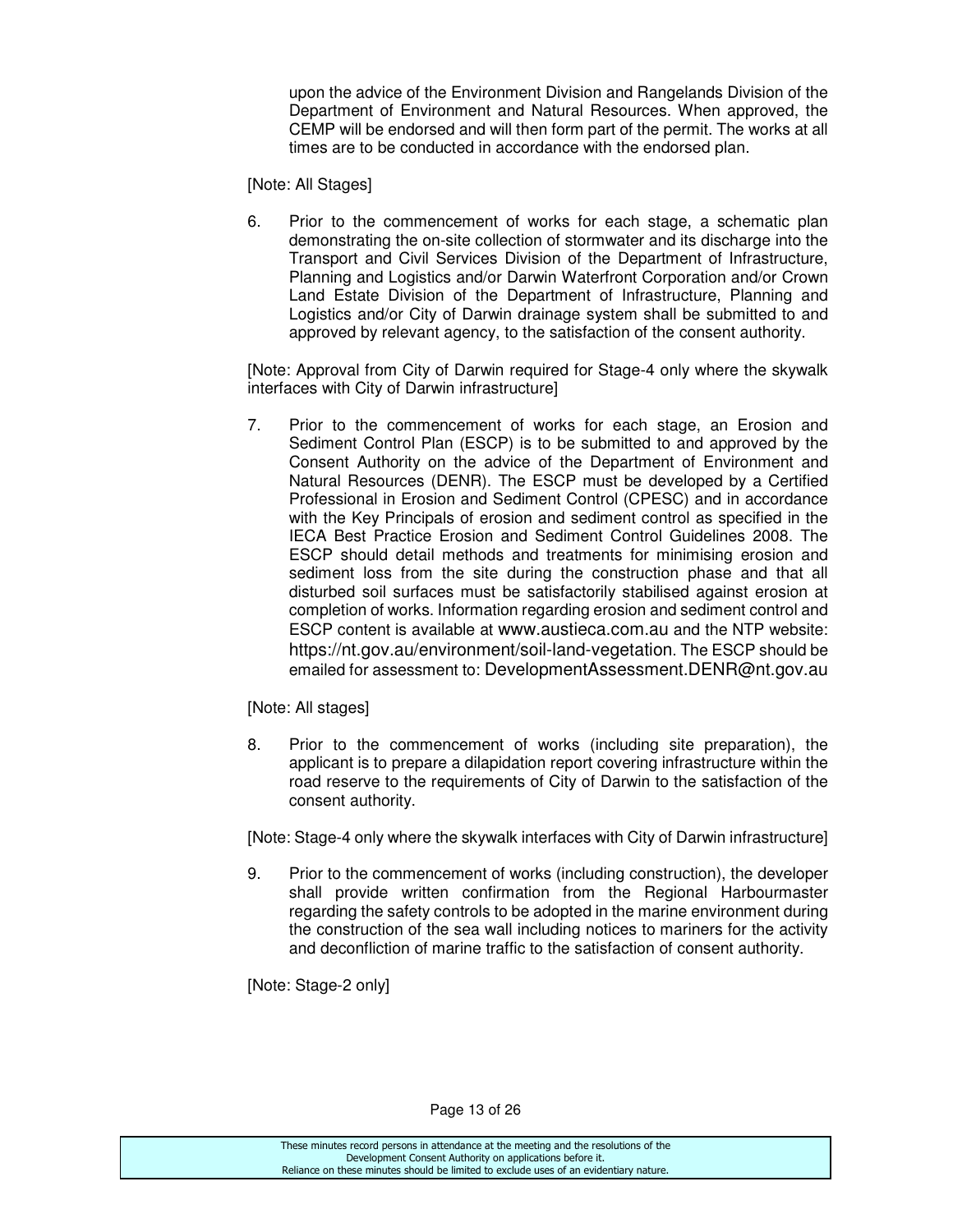upon the advice of the Environment Division and Rangelands Division of the Department of Environment and Natural Resources. When approved, the CEMP will be endorsed and will then form part of the permit. The works at all times are to be conducted in accordance with the endorsed plan.

[Note: All Stages]

6. Prior to the commencement of works for each stage, a schematic plan demonstrating the on-site collection of stormwater and its discharge into the Transport and Civil Services Division of the Department of Infrastructure, Planning and Logistics and/or Darwin Waterfront Corporation and/or Crown Land Estate Division of the Department of Infrastructure, Planning and Logistics and/or City of Darwin drainage system shall be submitted to and approved by relevant agency, to the satisfaction of the consent authority.

[Note: Approval from City of Darwin required for Stage-4 only where the skywalk interfaces with City of Darwin infrastructure]

7. Prior to the commencement of works for each stage, an Erosion and Sediment Control Plan (ESCP) is to be submitted to and approved by the Consent Authority on the advice of the Department of Environment and Natural Resources (DENR). The ESCP must be developed by a Certified Professional in Erosion and Sediment Control (CPESC) and in accordance with the Key Principals of erosion and sediment control as specified in the IECA Best Practice Erosion and Sediment Control Guidelines 2008. The ESCP should detail methods and treatments for minimising erosion and sediment loss from the site during the construction phase and that all disturbed soil surfaces must be satisfactorily stabilised against erosion at completion of works. Information regarding erosion and sediment control and ESCP content is available at www.austieca.com.au and the NTP website: https://nt.gov.au/environment/soil-land-vegetation. The ESCP should be emailed for assessment to: DevelopmentAssessment.DENR@nt.gov.au

[Note: All stages]

8. Prior to the commencement of works (including site preparation), the applicant is to prepare a dilapidation report covering infrastructure within the road reserve to the requirements of City of Darwin to the satisfaction of the consent authority.

[Note: Stage-4 only where the skywalk interfaces with City of Darwin infrastructure]

9. Prior to the commencement of works (including construction), the developer shall provide written confirmation from the Regional Harbourmaster regarding the safety controls to be adopted in the marine environment during the construction of the sea wall including notices to mariners for the activity and deconfliction of marine traffic to the satisfaction of consent authority.

[Note: Stage-2 only]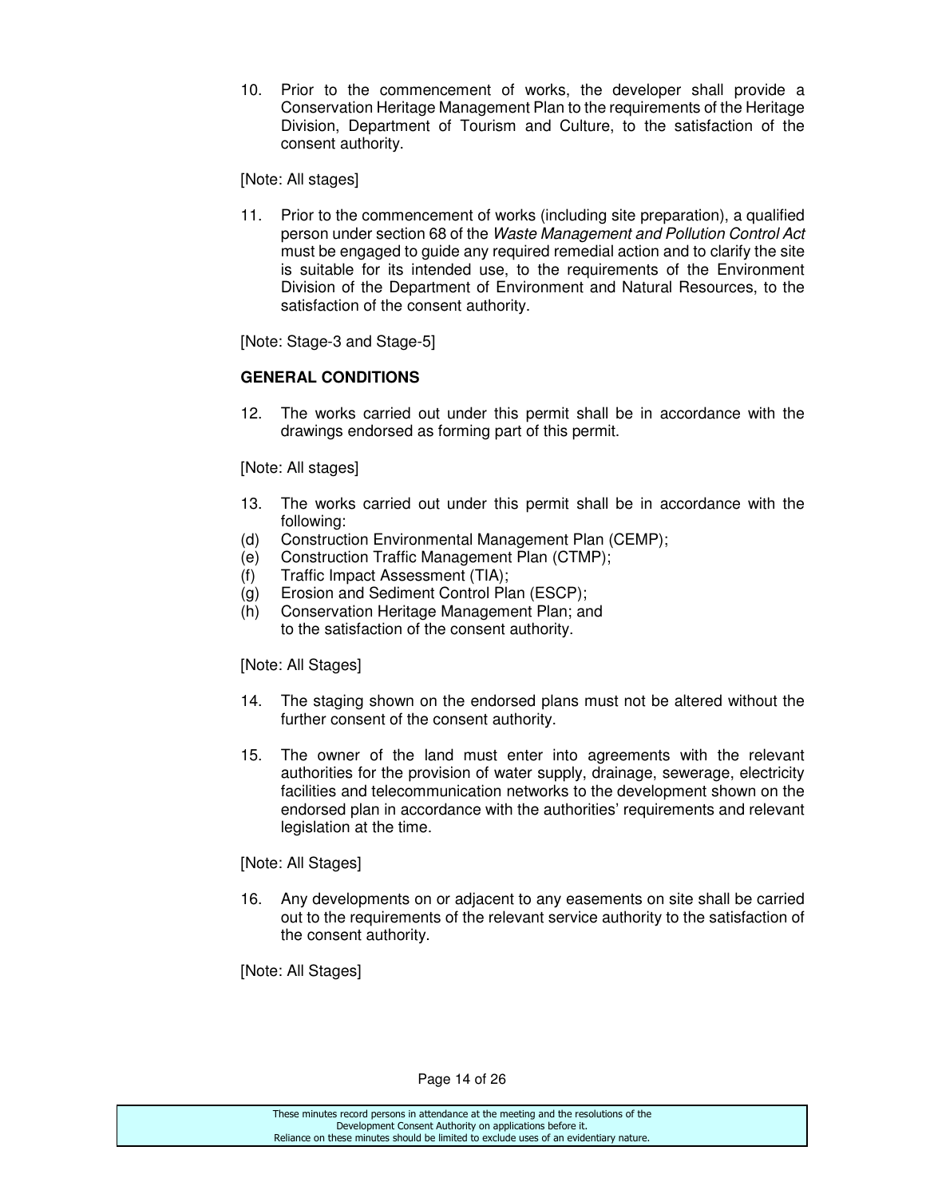10. Prior to the commencement of works, the developer shall provide a Conservation Heritage Management Plan to the requirements of the Heritage Division, Department of Tourism and Culture, to the satisfaction of the consent authority.

[Note: All stages]

11. Prior to the commencement of works (including site preparation), a qualified person under section 68 of the *Waste Management and Pollution Control Act* must be engaged to guide any required remedial action and to clarify the site is suitable for its intended use, to the requirements of the Environment Division of the Department of Environment and Natural Resources, to the satisfaction of the consent authority.

[Note: Stage-3 and Stage-5]

**GENERAL CONDITIONS**

12. The works carried out under this permit shall be in accordance with the drawings endorsed as forming part of this permit.

[Note: All stages]

13. The works carried out under this permit shall be in accordance with the following:
(d) Construction Environmental Management Plan (CEMP);
(e) Construction Traffic Management Plan (CTMP);
(f) Traffic Impact Assessment (TIA);
(g) Erosion and Sediment Control Plan (ESCP);
(h) Conservation Heritage Management Plan; and
to the satisfaction of the consent authority.

[Note: All Stages]

14. The staging shown on the endorsed plans must not be altered without the further consent of the consent authority.

15. The owner of the land must enter into agreements with the relevant authorities for the provision of water supply, drainage, sewerage, electricity facilities and telecommunication networks to the development shown on the endorsed plan in accordance with the authorities' requirements and relevant legislation at the time.

[Note: All Stages]

16. Any developments on or adjacent to any easements on site shall be carried out to the requirements of the relevant service authority to the satisfaction of the consent authority.

[Note: All Stages]

These minutes record persons in attendance at the meeting and the resolutions of the Development Consent Authority on applications before it.
Reliance on these minutes should be limited to exclude uses of an evidentiary nature.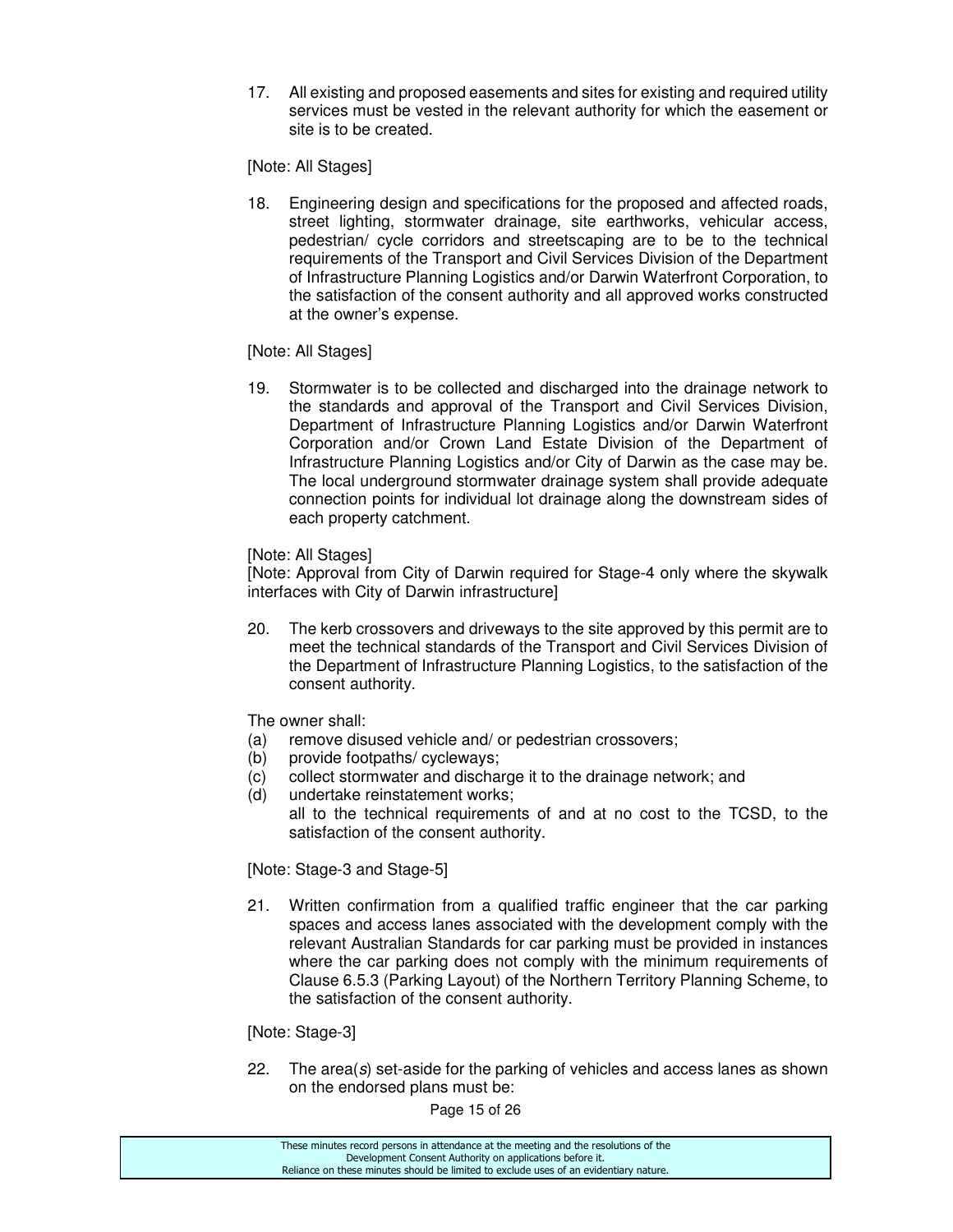17. All existing and proposed easements and sites for existing and required utility services must be vested in the relevant authority for which the easement or site is to be created.

[Note: All Stages]

18. Engineering design and specifications for the proposed and affected roads, street lighting, stormwater drainage, site earthworks, vehicular access, pedestrian/ cycle corridors and streetscaping are to be to the technical requirements of the Transport and Civil Services Division of the Department of Infrastructure Planning Logistics and/or Darwin Waterfront Corporation, to the satisfaction of the consent authority and all approved works constructed at the owner's expense.

[Note: All Stages]

19. Stormwater is to be collected and discharged into the drainage network to the standards and approval of the Transport and Civil Services Division, Department of Infrastructure Planning Logistics and/or Darwin Waterfront Corporation and/or Crown Land Estate Division of the Department of Infrastructure Planning Logistics and/or City of Darwin as the case may be. The local underground stormwater drainage system shall provide adequate connection points for individual lot drainage along the downstream sides of each property catchment.

[Note: All Stages]
[Note: Approval from City of Darwin required for Stage-4 only where the skywalk interfaces with City of Darwin infrastructure]

20. The kerb crossovers and driveways to the site approved by this permit are to meet the technical standards of the Transport and Civil Services Division of the Department of Infrastructure Planning Logistics, to the satisfaction of the consent authority.

The owner shall:

(a) remove disused vehicle and/ or pedestrian crossovers;
(b) provide footpaths/ cycleways;
(c) collect stormwater and discharge it to the drainage network; and
(d) undertake reinstatement works;

all to the technical requirements of and at no cost to the TCSD, to the satisfaction of the consent authority.

[Note: Stage-3 and Stage-5]

21. Written confirmation from a qualified traffic engineer that the car parking spaces and access lanes associated with the development comply with the relevant Australian Standards for car parking must be provided in instances where the car parking does not comply with the minimum requirements of Clause 6.5.3 (Parking Layout) of the Northern Territory Planning Scheme, to the satisfaction of the consent authority.

[Note: Stage-3]

22. The area(*s*) set-aside for the parking of vehicles and access lanes as shown on the endorsed plans must be: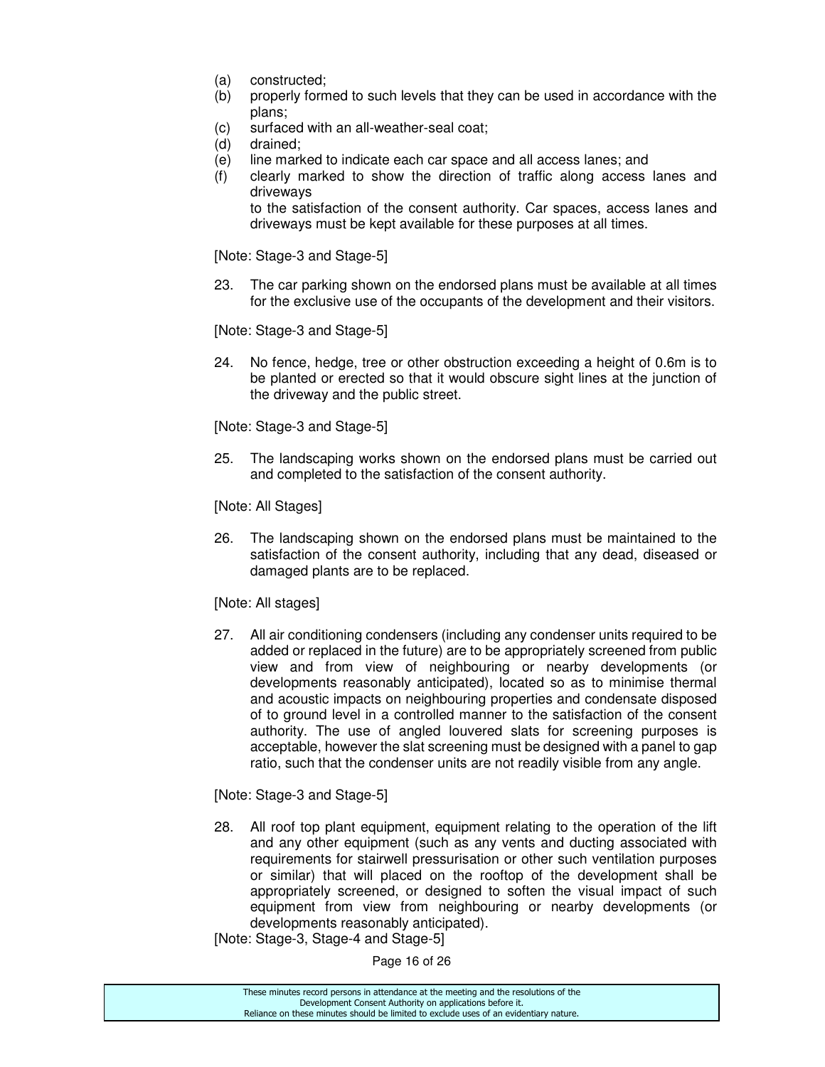(a) constructed;
(b) properly formed to such levels that they can be used in accordance with the plans;
(c) surfaced with an all-weather-seal coat;
(d) drained;
(e) line marked to indicate each car space and all access lanes; and
(f) clearly marked to show the direction of traffic along access lanes and driveways

to the satisfaction of the consent authority. Car spaces, access lanes and driveways must be kept available for these purposes at all times.

[Note: Stage-3 and Stage-5]

23. The car parking shown on the endorsed plans must be available at all times for the exclusive use of the occupants of the development and their visitors.

[Note: Stage-3 and Stage-5]

24. No fence, hedge, tree or other obstruction exceeding a height of 0.6m is to be planted or erected so that it would obscure sight lines at the junction of the driveway and the public street.

[Note: Stage-3 and Stage-5]

25. The landscaping works shown on the endorsed plans must be carried out and completed to the satisfaction of the consent authority.

[Note: All Stages]

26. The landscaping shown on the endorsed plans must be maintained to the satisfaction of the consent authority, including that any dead, diseased or damaged plants are to be replaced.

[Note: All stages]

27. All air conditioning condensers (including any condenser units required to be added or replaced in the future) are to be appropriately screened from public view and from view of neighbouring or nearby developments (or developments reasonably anticipated), located so as to minimise thermal and acoustic impacts on neighbouring properties and condensate disposed of to ground level in a controlled manner to the satisfaction of the consent authority. The use of angled louvered slats for screening purposes is acceptable, however the slat screening must be designed with a panel to gap ratio, such that the condenser units are not readily visible from any angle.

[Note: Stage-3 and Stage-5]

28. All roof top plant equipment, equipment relating to the operation of the lift and any other equipment (such as any vents and ducting associated with requirements for stairwell pressurisation or other such ventilation purposes or similar) that will placed on the rooftop of the development shall be appropriately screened, or designed to soften the visual impact of such equipment from view from neighbouring or nearby developments (or developments reasonably anticipated).

[Note: Stage-3, Stage-4 and Stage-5]

These minutes record persons in attendance at the meeting and the resolutions of the Development Consent Authority on applications before it.
Reliance on these minutes should be limited to exclude uses of an evidentiary nature.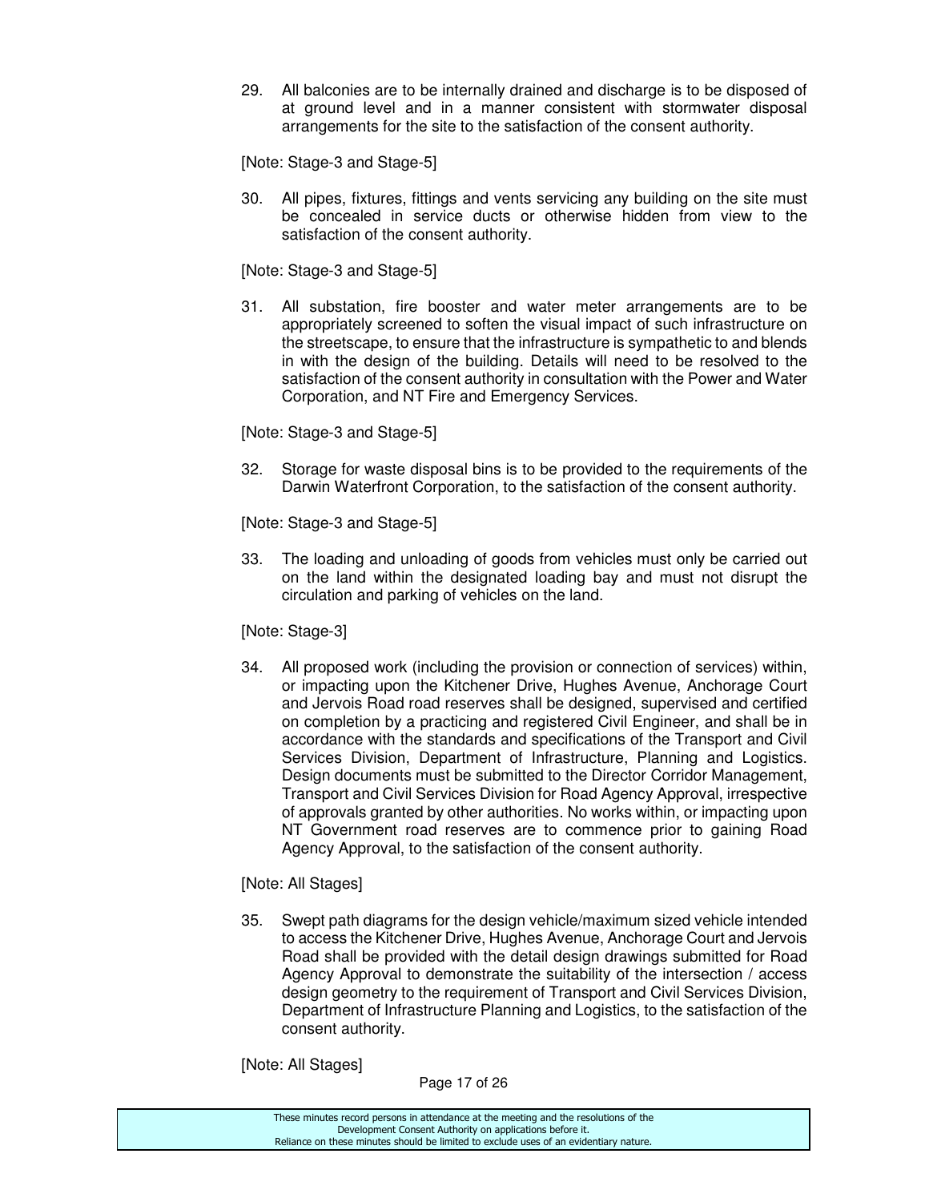29. All balconies are to be internally drained and discharge is to be disposed of at ground level and in a manner consistent with stormwater disposal arrangements for the site to the satisfaction of the consent authority.

[Note: Stage-3 and Stage-5]

30. All pipes, fixtures, fittings and vents servicing any building on the site must be concealed in service ducts or otherwise hidden from view to the satisfaction of the consent authority.

[Note: Stage-3 and Stage-5]

31. All substation, fire booster and water meter arrangements are to be appropriately screened to soften the visual impact of such infrastructure on the streetscape, to ensure that the infrastructure is sympathetic to and blends in with the design of the building. Details will need to be resolved to the satisfaction of the consent authority in consultation with the Power and Water Corporation, and NT Fire and Emergency Services.

[Note: Stage-3 and Stage-5]

32. Storage for waste disposal bins is to be provided to the requirements of the Darwin Waterfront Corporation, to the satisfaction of the consent authority.

[Note: Stage-3 and Stage-5]

33. The loading and unloading of goods from vehicles must only be carried out on the land within the designated loading bay and must not disrupt the circulation and parking of vehicles on the land.

[Note: Stage-3]

34. All proposed work (including the provision or connection of services) within, or impacting upon the Kitchener Drive, Hughes Avenue, Anchorage Court and Jervois Road road reserves shall be designed, supervised and certified on completion by a practicing and registered Civil Engineer, and shall be in accordance with the standards and specifications of the Transport and Civil Services Division, Department of Infrastructure, Planning and Logistics. Design documents must be submitted to the Director Corridor Management, Transport and Civil Services Division for Road Agency Approval, irrespective of approvals granted by other authorities. No works within, or impacting upon NT Government road reserves are to commence prior to gaining Road Agency Approval, to the satisfaction of the consent authority.

[Note: All Stages]

35. Swept path diagrams for the design vehicle/maximum sized vehicle intended to access the Kitchener Drive, Hughes Avenue, Anchorage Court and Jervois Road shall be provided with the detail design drawings submitted for Road Agency Approval to demonstrate the suitability of the intersection / access design geometry to the requirement of Transport and Civil Services Division, Department of Infrastructure Planning and Logistics, to the satisfaction of the consent authority.

[Note: All Stages]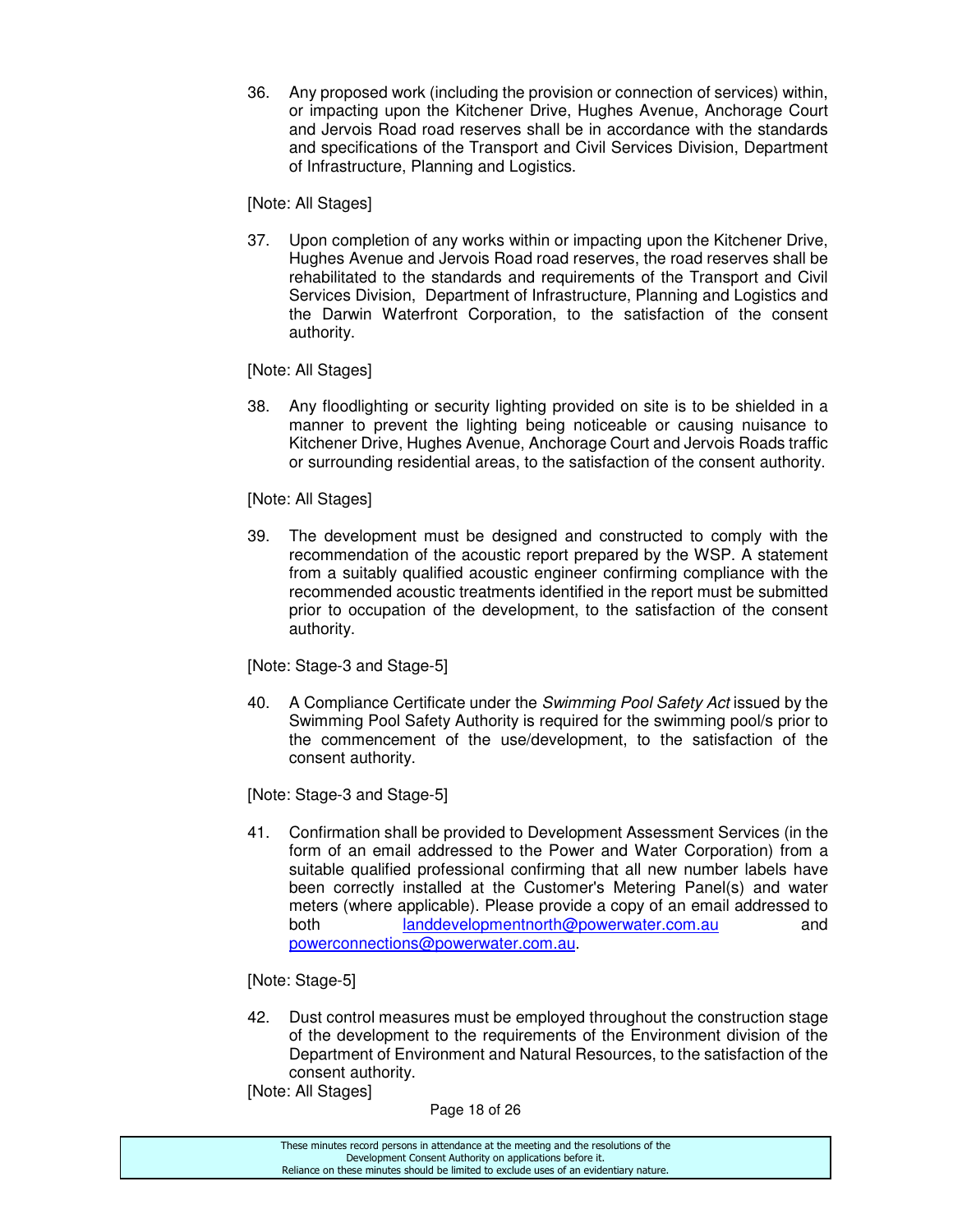36. Any proposed work (including the provision or connection of services) within, or impacting upon the Kitchener Drive, Hughes Avenue, Anchorage Court and Jervois Road road reserves shall be in accordance with the standards and specifications of the Transport and Civil Services Division, Department of Infrastructure, Planning and Logistics.

[Note: All Stages]

37. Upon completion of any works within or impacting upon the Kitchener Drive, Hughes Avenue and Jervois Road road reserves, the road reserves shall be rehabilitated to the standards and requirements of the Transport and Civil Services Division, Department of Infrastructure, Planning and Logistics and the Darwin Waterfront Corporation, to the satisfaction of the consent authority.

[Note: All Stages]

38. Any floodlighting or security lighting provided on site is to be shielded in a manner to prevent the lighting being noticeable or causing nuisance to Kitchener Drive, Hughes Avenue, Anchorage Court and Jervois Roads traffic or surrounding residential areas, to the satisfaction of the consent authority.

[Note: All Stages]

39. The development must be designed and constructed to comply with the recommendation of the acoustic report prepared by the WSP. A statement from a suitably qualified acoustic engineer confirming compliance with the recommended acoustic treatments identified in the report must be submitted prior to occupation of the development, to the satisfaction of the consent authority.

[Note: Stage-3 and Stage-5]

40. A Compliance Certificate under the *Swimming Pool Safety Act* issued by the Swimming Pool Safety Authority is required for the swimming pool/s prior to the commencement of the use/development, to the satisfaction of the consent authority.

[Note: Stage-3 and Stage-5]

41. Confirmation shall be provided to Development Assessment Services (in the form of an email addressed to the Power and Water Corporation) from a suitable qualified professional confirming that all new number labels have been correctly installed at the Customer's Metering Panel(s) and water meters (where applicable). Please provide a copy of an email addressed to both landdevelopmentnorth@powerwater.com.au and powerconnections@powerwater.com.au.

[Note: Stage-5]

42. Dust control measures must be employed throughout the construction stage of the development to the requirements of the Environment division of the Department of Environment and Natural Resources, to the satisfaction of the consent authority.

[Note: All Stages]

These minutes record persons in attendance at the meeting and the resolutions of the Development Consent Authority on applications before it. Reliance on these minutes should be limited to exclude uses of an evidentiary nature.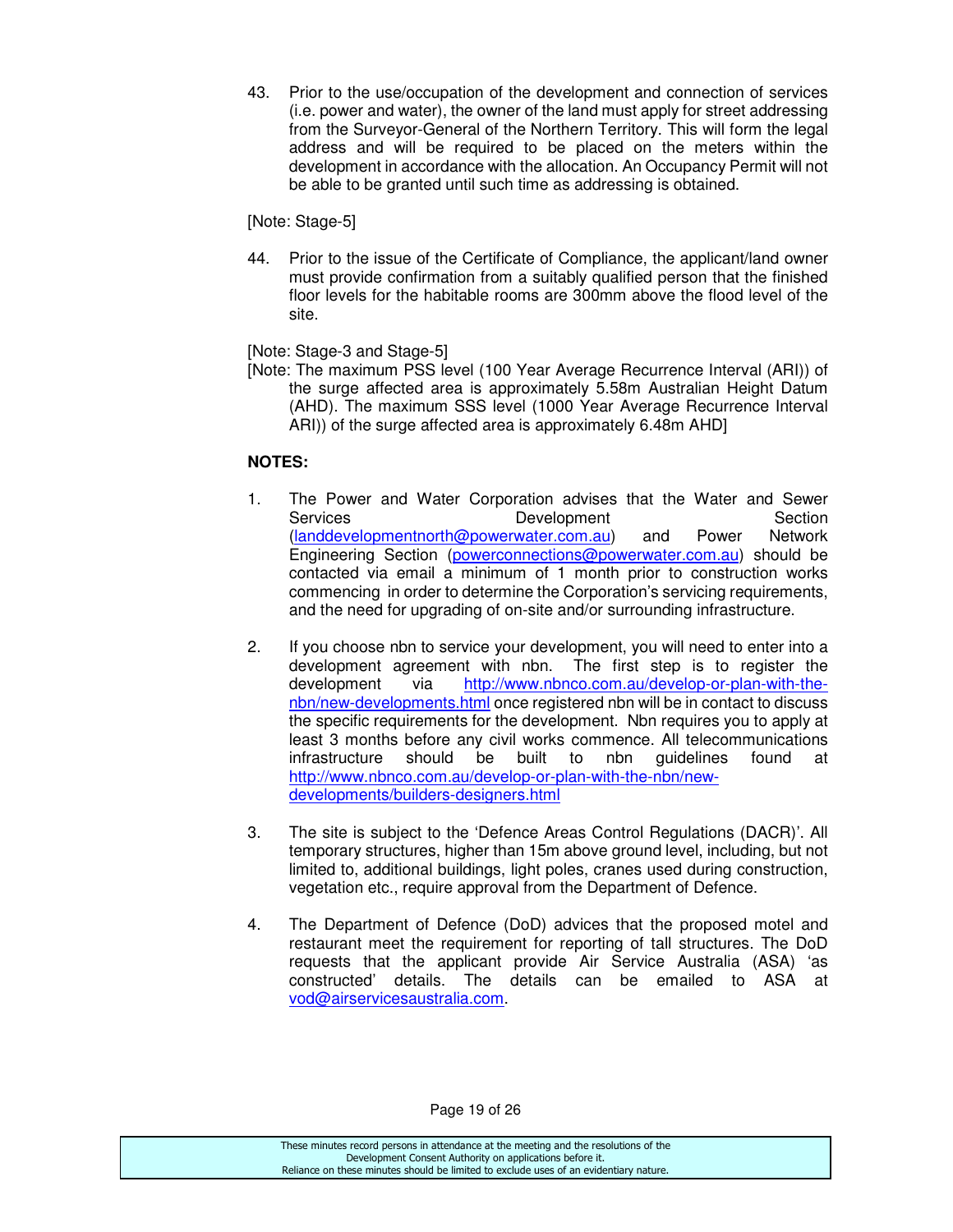43. Prior to the use/occupation of the development and connection of services (i.e. power and water), the owner of the land must apply for street addressing from the Surveyor-General of the Northern Territory. This will form the legal address and will be required to be placed on the meters within the development in accordance with the allocation. An Occupancy Permit will not be able to be granted until such time as addressing is obtained.

[Note: Stage-5]

44. Prior to the issue of the Certificate of Compliance, the applicant/land owner must provide confirmation from a suitably qualified person that the finished floor levels for the habitable rooms are 300mm above the flood level of the site.

[Note: Stage-3 and Stage-5]
[Note: The maximum PSS level (100 Year Average Recurrence Interval (ARI)) of the surge affected area is approximately 5.58m Australian Height Datum (AHD). The maximum SSS level (1000 Year Average Recurrence Interval ARI)) of the surge affected area is approximately 6.48m AHD]

**NOTES:**

1. The Power and Water Corporation advises that the Water and Sewer Services Development Section (landdevelopmentnorth@powerwater.com.au) and Power Network Engineering Section (powerconnections@powerwater.com.au) should be contacted via email a minimum of 1 month prior to construction works commencing in order to determine the Corporation's servicing requirements, and the need for upgrading of on-site and/or surrounding infrastructure.

2. If you choose nbn to service your development, you will need to enter into a development agreement with nbn. The first step is to register the development via http://www.nbnco.com.au/develop-or-plan-with-the-nbn/new-developments.html once registered nbn will be in contact to discuss the specific requirements for the development. Nbn requires you to apply at least 3 months before any civil works commence. All telecommunications infrastructure should be built to nbn guidelines found at http://www.nbnco.com.au/develop-or-plan-with-the-nbn/new-developments/builders-designers.html

3. The site is subject to the 'Defence Areas Control Regulations (DACR)'. All temporary structures, higher than 15m above ground level, including, but not limited to, additional buildings, light poles, cranes used during construction, vegetation etc., require approval from the Department of Defence.

4. The Department of Defence (DoD) advices that the proposed motel and restaurant meet the requirement for reporting of tall structures. The DoD requests that the applicant provide Air Service Australia (ASA) 'as constructed' details. The details can be emailed to ASA at vod@airservicesaustralia.com.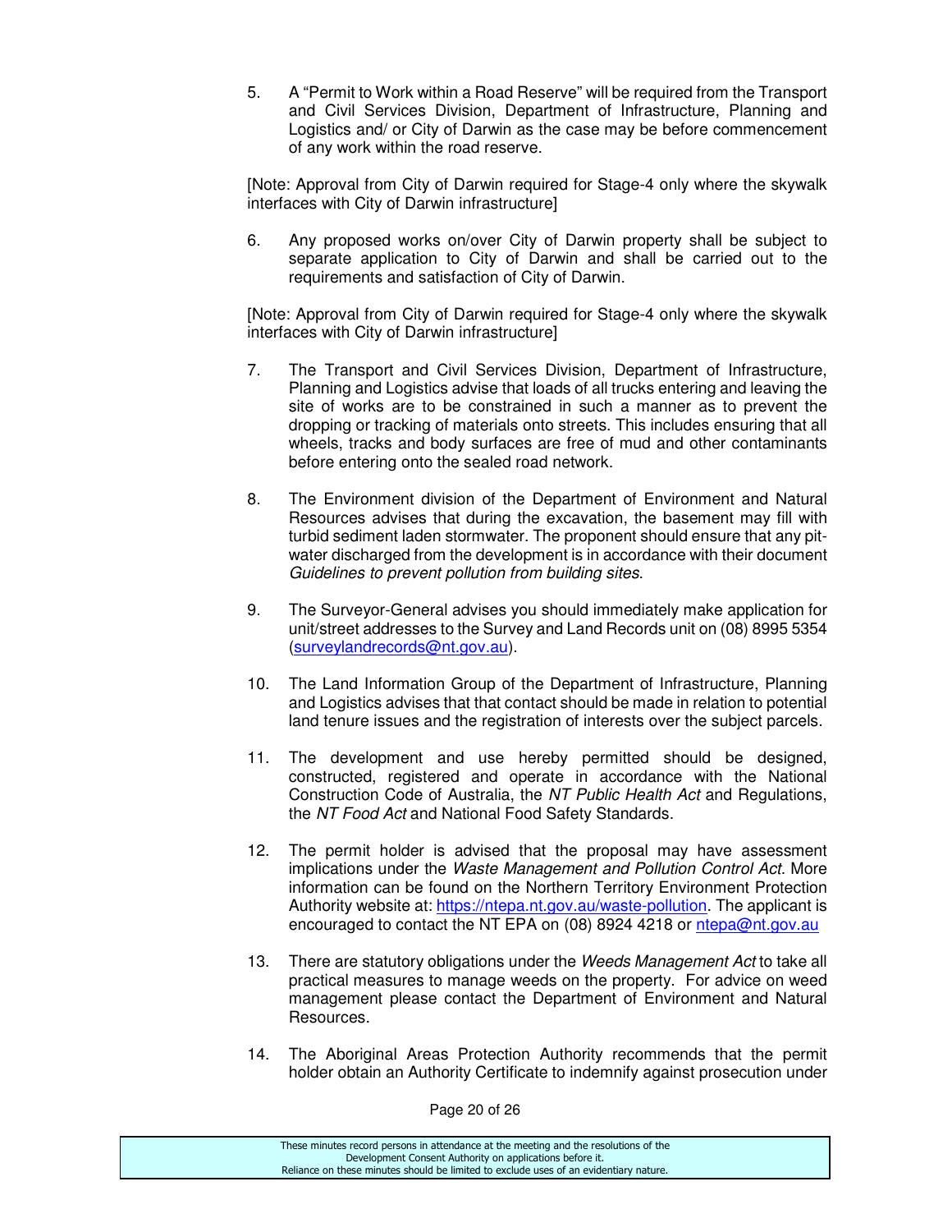5. A "Permit to Work within a Road Reserve" will be required from the Transport and Civil Services Division, Department of Infrastructure, Planning and Logistics and/ or City of Darwin as the case may be before commencement of any work within the road reserve.

[Note: Approval from City of Darwin required for Stage-4 only where the skywalk interfaces with City of Darwin infrastructure]

6. Any proposed works on/over City of Darwin property shall be subject to separate application to City of Darwin and shall be carried out to the requirements and satisfaction of City of Darwin.

[Note: Approval from City of Darwin required for Stage-4 only where the skywalk interfaces with City of Darwin infrastructure]

7. The Transport and Civil Services Division, Department of Infrastructure, Planning and Logistics advise that loads of all trucks entering and leaving the site of works are to be constrained in such a manner as to prevent the dropping or tracking of materials onto streets. This includes ensuring that all wheels, tracks and body surfaces are free of mud and other contaminants before entering onto the sealed road network.

8. The Environment division of the Department of Environment and Natural Resources advises that during the excavation, the basement may fill with turbid sediment laden stormwater. The proponent should ensure that any pit-water discharged from the development is in accordance with their document *Guidelines to prevent pollution from building sites*.

9. The Surveyor-General advises you should immediately make application for unit/street addresses to the Survey and Land Records unit on (08) 8995 5354 (surveylandrecords@nt.gov.au).

10. The Land Information Group of the Department of Infrastructure, Planning and Logistics advises that that contact should be made in relation to potential land tenure issues and the registration of interests over the subject parcels.

11. The development and use hereby permitted should be designed, constructed, registered and operate in accordance with the National Construction Code of Australia, the *NT Public Health Act* and Regulations, the *NT Food Act* and National Food Safety Standards.

12. The permit holder is advised that the proposal may have assessment implications under the *Waste Management and Pollution Control Act.* More information can be found on the Northern Territory Environment Protection Authority website at: https://ntepa.nt.gov.au/waste-pollution. The applicant is encouraged to contact the NT EPA on (08) 8924 4218 or ntepa@nt.gov.au

13. There are statutory obligations under the *Weeds Management Act* to take all practical measures to manage weeds on the property. For advice on weed management please contact the Department of Environment and Natural Resources.

14. The Aboriginal Areas Protection Authority recommends that the permit holder obtain an Authority Certificate to indemnify against prosecution under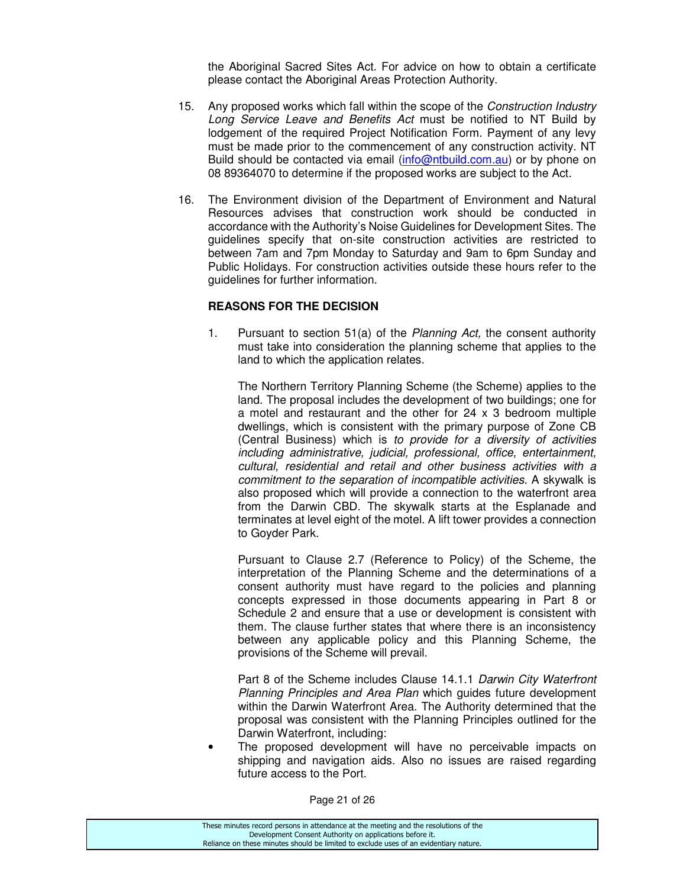the Aboriginal Sacred Sites Act. For advice on how to obtain a certificate please contact the Aboriginal Areas Protection Authority.

15. Any proposed works which fall within the scope of the *Construction Industry Long Service Leave and Benefits Act* must be notified to NT Build by lodgement of the required Project Notification Form. Payment of any levy must be made prior to the commencement of any construction activity. NT Build should be contacted via email (info@ntbuild.com.au) or by phone on 08 89364070 to determine if the proposed works are subject to the Act.

16. The Environment division of the Department of Environment and Natural Resources advises that construction work should be conducted in accordance with the Authority's Noise Guidelines for Development Sites. The guidelines specify that on-site construction activities are restricted to between 7am and 7pm Monday to Saturday and 9am to 6pm Sunday and Public Holidays. For construction activities outside these hours refer to the guidelines for further information.

**REASONS FOR THE DECISION**

1. Pursuant to section 51(a) of the *Planning Act,* the consent authority must take into consideration the planning scheme that applies to the land to which the application relates.

   The Northern Territory Planning Scheme (the Scheme) applies to the land. The proposal includes the development of two buildings; one for a motel and restaurant and the other for 24 x 3 bedroom multiple dwellings, which is consistent with the primary purpose of Zone CB (Central Business) which is *to provide for a diversity of activities including administrative, judicial, professional, office, entertainment, cultural, residential and retail and other business activities with a commitment to the separation of incompatible activities.* A skywalk is also proposed which will provide a connection to the waterfront area from the Darwin CBD. The skywalk starts at the Esplanade and terminates at level eight of the motel. A lift tower provides a connection to Goyder Park.

   Pursuant to Clause 2.7 (Reference to Policy) of the Scheme, the interpretation of the Planning Scheme and the determinations of a consent authority must have regard to the policies and planning concepts expressed in those documents appearing in Part 8 or Schedule 2 and ensure that a use or development is consistent with them. The clause further states that where there is an inconsistency between any applicable policy and this Planning Scheme, the provisions of the Scheme will prevail.

   Part 8 of the Scheme includes Clause 14.1.1 *Darwin City Waterfront Planning Principles and Area Plan* which guides future development within the Darwin Waterfront Area. The Authority determined that the proposal was consistent with the Planning Principles outlined for the Darwin Waterfront, including:

   - The proposed development will have no perceivable impacts on shipping and navigation aids. Also no issues are raised regarding future access to the Port.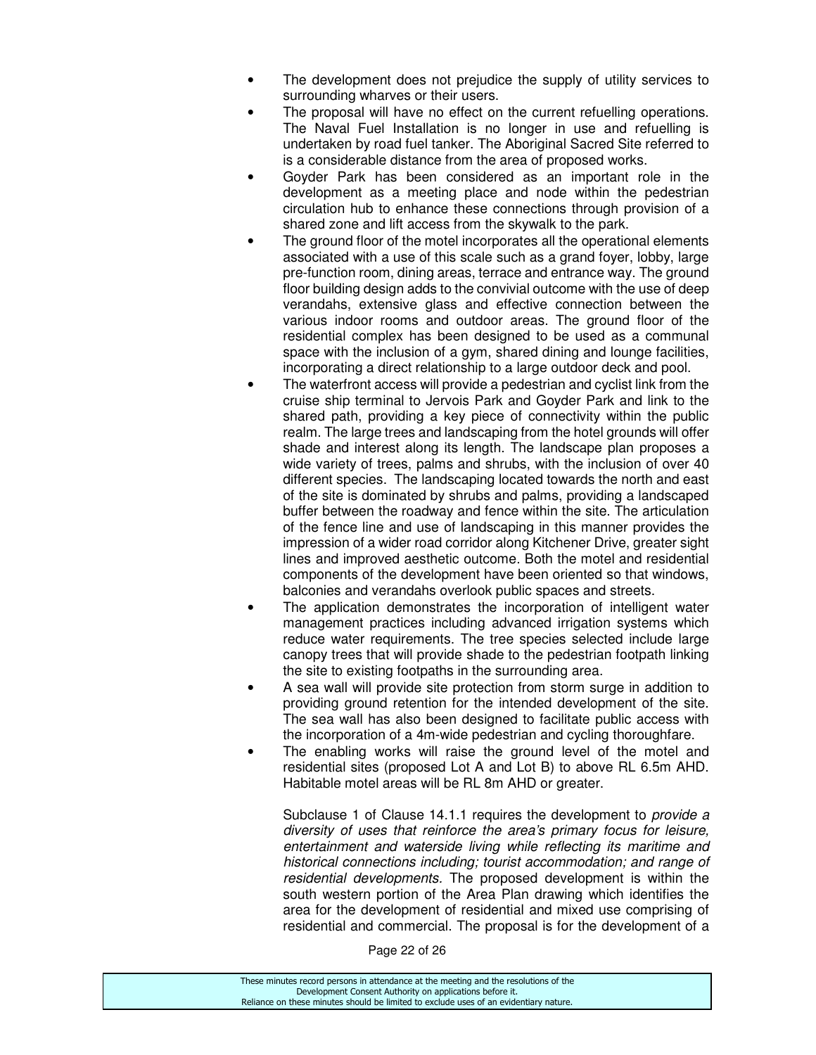- The development does not prejudice the supply of utility services to surrounding wharves or their users.
- The proposal will have no effect on the current refuelling operations. The Naval Fuel Installation is no longer in use and refuelling is undertaken by road fuel tanker. The Aboriginal Sacred Site referred to is a considerable distance from the area of proposed works.
- Goyder Park has been considered as an important role in the development as a meeting place and node within the pedestrian circulation hub to enhance these connections through provision of a shared zone and lift access from the skywalk to the park.
- The ground floor of the motel incorporates all the operational elements associated with a use of this scale such as a grand foyer, lobby, large pre-function room, dining areas, terrace and entrance way. The ground floor building design adds to the convivial outcome with the use of deep verandahs, extensive glass and effective connection between the various indoor rooms and outdoor areas. The ground floor of the residential complex has been designed to be used as a communal space with the inclusion of a gym, shared dining and lounge facilities, incorporating a direct relationship to a large outdoor deck and pool.
- The waterfront access will provide a pedestrian and cyclist link from the cruise ship terminal to Jervois Park and Goyder Park and link to the shared path, providing a key piece of connectivity within the public realm. The large trees and landscaping from the hotel grounds will offer shade and interest along its length. The landscape plan proposes a wide variety of trees, palms and shrubs, with the inclusion of over 40 different species. The landscaping located towards the north and east of the site is dominated by shrubs and palms, providing a landscaped buffer between the roadway and fence within the site. The articulation of the fence line and use of landscaping in this manner provides the impression of a wider road corridor along Kitchener Drive, greater sight lines and improved aesthetic outcome. Both the motel and residential components of the development have been oriented so that windows, balconies and verandahs overlook public spaces and streets.
- The application demonstrates the incorporation of intelligent water management practices including advanced irrigation systems which reduce water requirements. The tree species selected include large canopy trees that will provide shade to the pedestrian footpath linking the site to existing footpaths in the surrounding area.
- A sea wall will provide site protection from storm surge in addition to providing ground retention for the intended development of the site. The sea wall has also been designed to facilitate public access with the incorporation of a 4m-wide pedestrian and cycling thoroughfare.
- The enabling works will raise the ground level of the motel and residential sites (proposed Lot A and Lot B) to above RL 6.5m AHD. Habitable motel areas will be RL 8m AHD or greater.

  Subclause 1 of Clause 14.1.1 requires the development to *provide a diversity of uses that reinforce the area's primary focus for leisure, entertainment and waterside living while reflecting its maritime and historical connections including; tourist accommodation; and range of residential developments*. The proposed development is within the south western portion of the Area Plan drawing which identifies the area for the development of residential and mixed use comprising of residential and commercial. The proposal is for the development of a

These minutes record persons in attendance at the meeting and the resolutions of the Development Consent Authority on applications before it.
Reliance on these minutes should be limited to exclude uses of an evidentiary nature.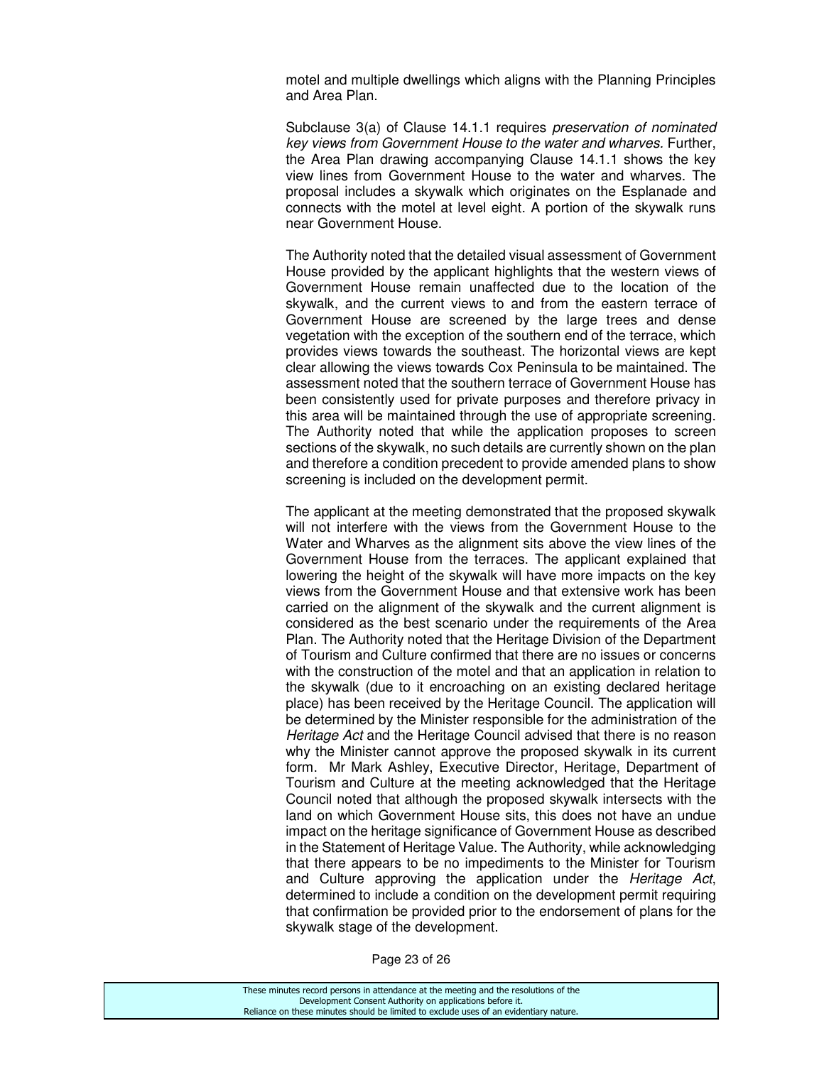motel and multiple dwellings which aligns with the Planning Principles and Area Plan.

Subclause 3(a) of Clause 14.1.1 requires *preservation of nominated key views from Government House to the water and wharves.* Further, the Area Plan drawing accompanying Clause 14.1.1 shows the key view lines from Government House to the water and wharves. The proposal includes a skywalk which originates on the Esplanade and connects with the motel at level eight. A portion of the skywalk runs near Government House.

The Authority noted that the detailed visual assessment of Government House provided by the applicant highlights that the western views of Government House remain unaffected due to the location of the skywalk, and the current views to and from the eastern terrace of Government House are screened by the large trees and dense vegetation with the exception of the southern end of the terrace, which provides views towards the southeast. The horizontal views are kept clear allowing the views towards Cox Peninsula to be maintained. The assessment noted that the southern terrace of Government House has been consistently used for private purposes and therefore privacy in this area will be maintained through the use of appropriate screening. The Authority noted that while the application proposes to screen sections of the skywalk, no such details are currently shown on the plan and therefore a condition precedent to provide amended plans to show screening is included on the development permit.

The applicant at the meeting demonstrated that the proposed skywalk will not interfere with the views from the Government House to the Water and Wharves as the alignment sits above the view lines of the Government House from the terraces. The applicant explained that lowering the height of the skywalk will have more impacts on the key views from the Government House and that extensive work has been carried on the alignment of the skywalk and the current alignment is considered as the best scenario under the requirements of the Area Plan. The Authority noted that the Heritage Division of the Department of Tourism and Culture confirmed that there are no issues or concerns with the construction of the motel and that an application in relation to the skywalk (due to it encroaching on an existing declared heritage place) has been received by the Heritage Council. The application will be determined by the Minister responsible for the administration of the *Heritage Act* and the Heritage Council advised that there is no reason why the Minister cannot approve the proposed skywalk in its current form. Mr Mark Ashley, Executive Director, Heritage, Department of Tourism and Culture at the meeting acknowledged that the Heritage Council noted that although the proposed skywalk intersects with the land on which Government House sits, this does not have an undue impact on the heritage significance of Government House as described in the Statement of Heritage Value. The Authority, while acknowledging that there appears to be no impediments to the Minister for Tourism and Culture approving the application under the *Heritage Act*, determined to include a condition on the development permit requiring that confirmation be provided prior to the endorsement of plans for the skywalk stage of the development.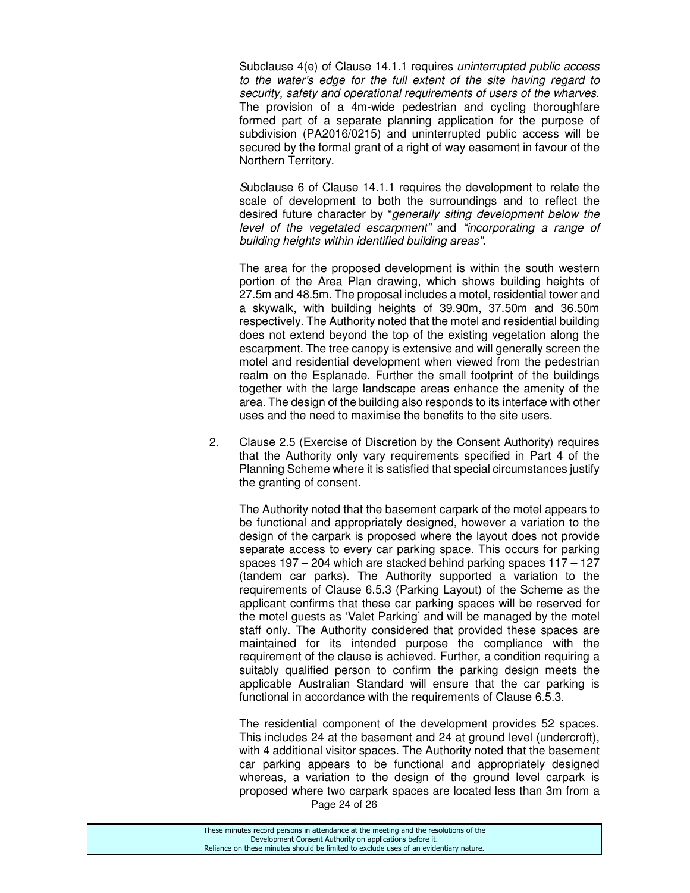Subclause 4(e) of Clause 14.1.1 requires *uninterrupted public access to the water's edge for the full extent of the site having regard to security, safety and operational requirements of users of the wharves*. The provision of a 4m-wide pedestrian and cycling thoroughfare formed part of a separate planning application for the purpose of subdivision (PA2016/0215) and uninterrupted public access will be secured by the formal grant of a right of way easement in favour of the Northern Territory.

*S*ubclause 6 of Clause 14.1.1 requires the development to relate the scale of development to both the surroundings and to reflect the desired future character by "*generally siting development below the level of the vegetated escarpment"* and *"incorporating a range of building heights within identified building areas"*.

The area for the proposed development is within the south western portion of the Area Plan drawing, which shows building heights of 27.5m and 48.5m. The proposal includes a motel, residential tower and a skywalk, with building heights of 39.90m, 37.50m and 36.50m respectively. The Authority noted that the motel and residential building does not extend beyond the top of the existing vegetation along the escarpment. The tree canopy is extensive and will generally screen the motel and residential development when viewed from the pedestrian realm on the Esplanade. Further the small footprint of the buildings together with the large landscape areas enhance the amenity of the area. The design of the building also responds to its interface with other uses and the need to maximise the benefits to the site users.

2. Clause 2.5 (Exercise of Discretion by the Consent Authority) requires that the Authority only vary requirements specified in Part 4 of the Planning Scheme where it is satisfied that special circumstances justify the granting of consent.

   The Authority noted that the basement carpark of the motel appears to be functional and appropriately designed, however a variation to the design of the carpark is proposed where the layout does not provide separate access to every car parking space. This occurs for parking spaces 197 – 204 which are stacked behind parking spaces 117 – 127 (tandem car parks). The Authority supported a variation to the requirements of Clause 6.5.3 (Parking Layout) of the Scheme as the applicant confirms that these car parking spaces will be reserved for the motel guests as 'Valet Parking' and will be managed by the motel staff only. The Authority considered that provided these spaces are maintained for its intended purpose the compliance with the requirement of the clause is achieved. Further, a condition requiring a suitably qualified person to confirm the parking design meets the applicable Australian Standard will ensure that the car parking is functional in accordance with the requirements of Clause 6.5.3.

   The residential component of the development provides 52 spaces. This includes 24 at the basement and 24 at ground level (undercroft), with 4 additional visitor spaces. The Authority noted that the basement car parking appears to be functional and appropriately designed whereas, a variation to the design of the ground level carpark is proposed where two carpark spaces are located less than 3m from a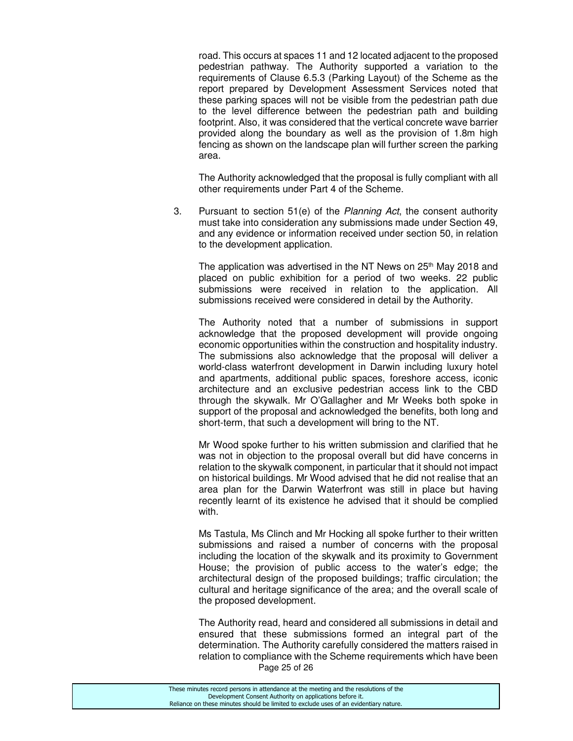road. This occurs at spaces 11 and 12 located adjacent to the proposed pedestrian pathway. The Authority supported a variation to the requirements of Clause 6.5.3 (Parking Layout) of the Scheme as the report prepared by Development Assessment Services noted that these parking spaces will not be visible from the pedestrian path due to the level difference between the pedestrian path and building footprint. Also, it was considered that the vertical concrete wave barrier provided along the boundary as well as the provision of 1.8m high fencing as shown on the landscape plan will further screen the parking area.

The Authority acknowledged that the proposal is fully compliant with all other requirements under Part 4 of the Scheme.

3. Pursuant to section 51(e) of the *Planning Act*, the consent authority must take into consideration any submissions made under Section 49, and any evidence or information received under section 50, in relation to the development application.

   The application was advertised in the NT News on 25th May 2018 and placed on public exhibition for a period of two weeks. 22 public submissions were received in relation to the application. All submissions received were considered in detail by the Authority.

   The Authority noted that a number of submissions in support acknowledge that the proposed development will provide ongoing economic opportunities within the construction and hospitality industry. The submissions also acknowledge that the proposal will deliver a world-class waterfront development in Darwin including luxury hotel and apartments, additional public spaces, foreshore access, iconic architecture and an exclusive pedestrian access link to the CBD through the skywalk. Mr O'Gallagher and Mr Weeks both spoke in support of the proposal and acknowledged the benefits, both long and short-term, that such a development will bring to the NT.

   Mr Wood spoke further to his written submission and clarified that he was not in objection to the proposal overall but did have concerns in relation to the skywalk component, in particular that it should not impact on historical buildings. Mr Wood advised that he did not realise that an area plan for the Darwin Waterfront was still in place but having recently learnt of its existence he advised that it should be complied with.

   Ms Tastula, Ms Clinch and Mr Hocking all spoke further to their written submissions and raised a number of concerns with the proposal including the location of the skywalk and its proximity to Government House; the provision of public access to the water's edge; the architectural design of the proposed buildings; traffic circulation; the cultural and heritage significance of the area; and the overall scale of the proposed development.

   The Authority read, heard and considered all submissions in detail and ensured that these submissions formed an integral part of the determination. The Authority carefully considered the matters raised in relation to compliance with the Scheme requirements which have been

These minutes record persons in attendance at the meeting and the resolutions of the Development Consent Authority on applications before it.
Reliance on these minutes should be limited to exclude uses of an evidentiary nature.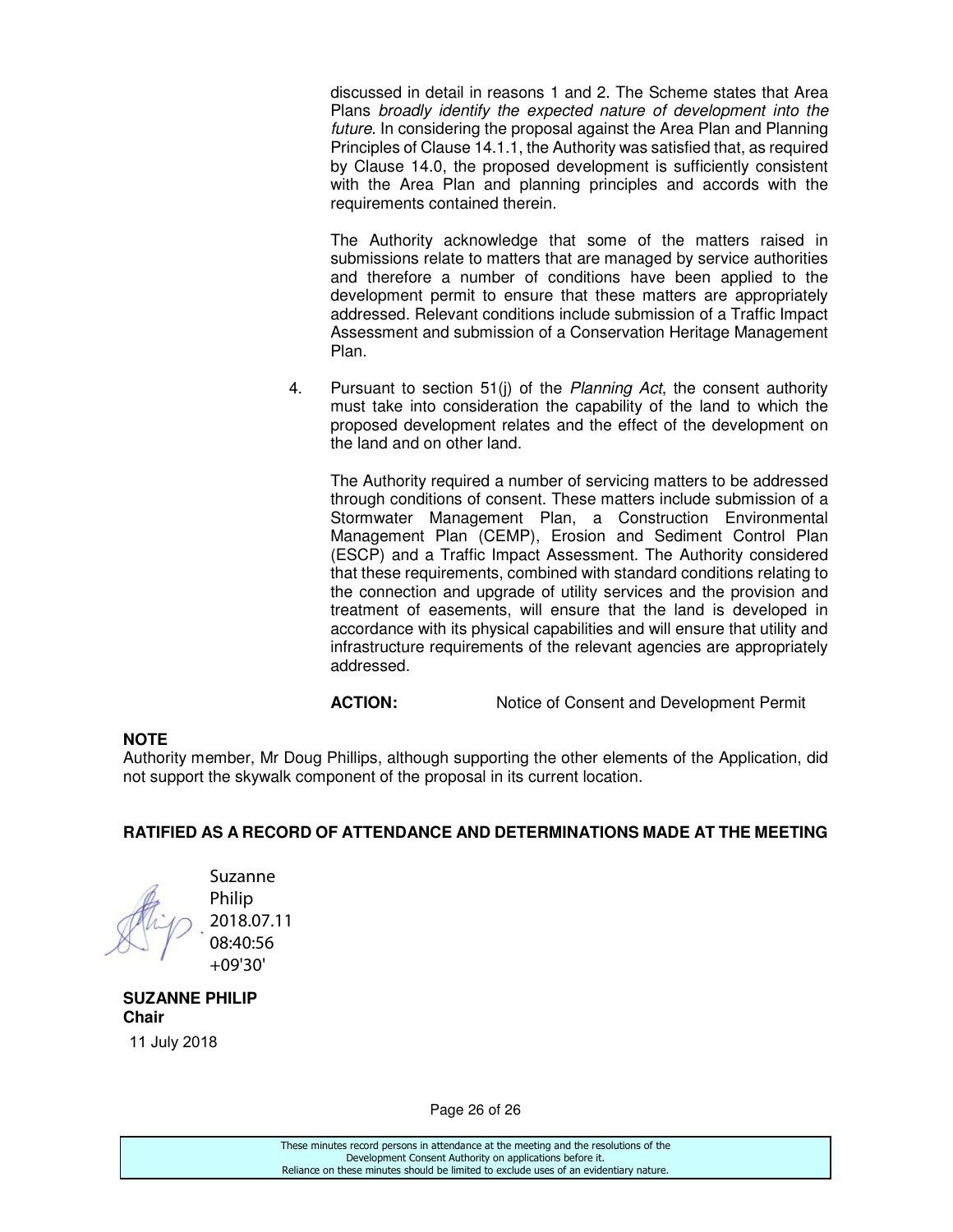discussed in detail in reasons 1 and 2. The Scheme states that Area Plans *broadly identify the expected nature of development into the future*. In considering the proposal against the Area Plan and Planning Principles of Clause 14.1.1, the Authority was satisfied that, as required by Clause 14.0, the proposed development is sufficiently consistent with the Area Plan and planning principles and accords with the requirements contained therein.

The Authority acknowledge that some of the matters raised in submissions relate to matters that are managed by service authorities and therefore a number of conditions have been applied to the development permit to ensure that these matters are appropriately addressed. Relevant conditions include submission of a Traffic Impact Assessment and submission of a Conservation Heritage Management Plan.

4. Pursuant to section 51(j) of the *Planning Act*, the consent authority must take into consideration the capability of the land to which the proposed development relates and the effect of the development on the land and on other land.

   The Authority required a number of servicing matters to be addressed through conditions of consent. These matters include submission of a Stormwater Management Plan, a Construction Environmental Management Plan (CEMP), Erosion and Sediment Control Plan (ESCP) and a Traffic Impact Assessment. The Authority considered that these requirements, combined with standard conditions relating to the connection and upgrade of utility services and the provision and treatment of easements, will ensure that the land is developed in accordance with its physical capabilities and will ensure that utility and infrastructure requirements of the relevant agencies are appropriately addressed.

**ACTION:** Notice of Consent and Development Permit

**NOTE**

Authority member, Mr Doug Phillips, although supporting the other elements of the Application, did not support the skywalk component of the proposal in its current location.

**RATIFIED AS A RECORD OF ATTENDANCE AND DETERMINATIONS MADE AT THE MEETING**

Suzanne Philip 2018.07.11 08:40:56 +09'30'

**SUZANNE PHILIP**
**Chair**

11 July 2018

These minutes record persons in attendance at the meeting and the resolutions of the Development Consent Authority on applications before it.
Reliance on these minutes should be limited to exclude uses of an evidentiary nature.